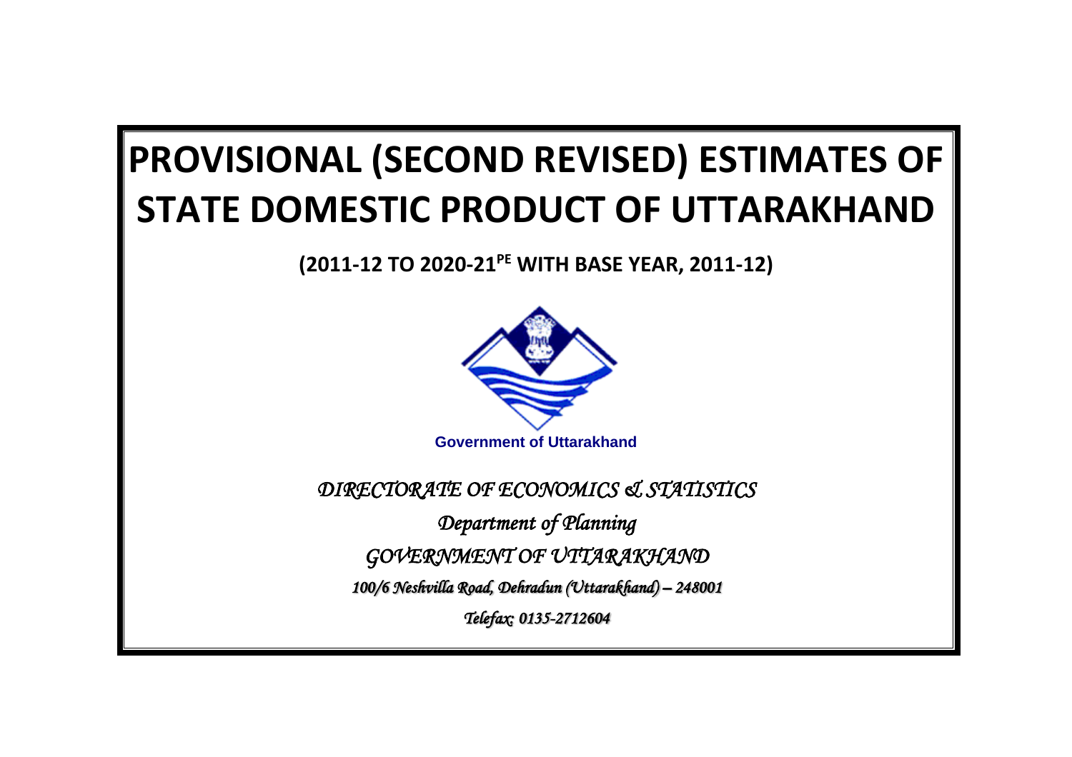# PROVISIONAL (SECOND REVISED) ESTIMATES OF STATE DOMESTIC PRODUCT OF UTTARAKHAND

**(2011-12 TO 2020-21[PE] WITH BASE YEAR, 2011-12)**

**Government of Uttarakhand**

*DIRECTORATE OF ECONOMICS & STATISTICS*

*Department of Planning*

*GOVERNMENT OF UTTARAKHAND*

***100/6 Neshvilla Road, Dehradun (Uttarakhand) – 248001***

***Telefax: 0135-2712604***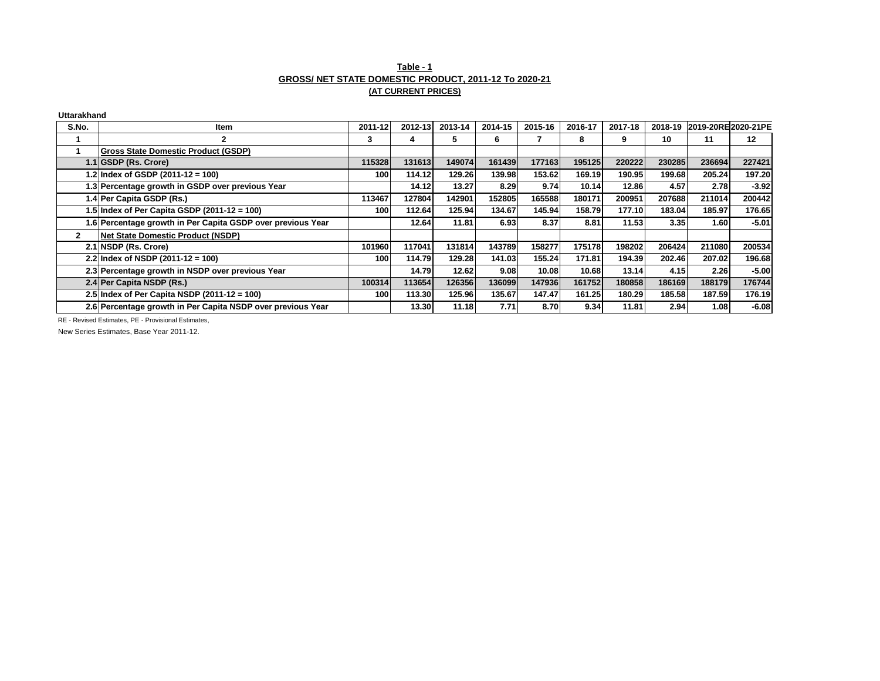**Table - 1**

**GROSS/ NET STATE DOMESTIC PRODUCT, 2011-12 To 2020-21**

**(AT CURRENT PRICES)**

**Uttarakhand**

| S.No. | Item | 2011-12 | 2012-13 | 2013-14 | 2014-15 | 2015-16 | 2016-17 | 2017-18 | 2018-19 | 2019-20RE | 2020-21PE |
|---|---|---|---|---|---|---|---|---|---|---|---|
| 1 | 2 | 3 | 4 | 5 | 6 | 7 | 8 | 9 | 10 | 11 | 12 |
| 1 | Gross State Domestic Product (GSDP) | | | | | | | | | | |
| 1.1 | GSDP (Rs. Crore) | 115328 | 131613 | 149074 | 161439 | 177163 | 195125 | 220222 | 230285 | 236694 | 227421 |
| 1.2 | Index of GSDP (2011-12 = 100) | 100 | 114.12 | 129.26 | 139.98 | 153.62 | 169.19 | 190.95 | 199.68 | 205.24 | 197.20 |
| 1.3 | Percentage growth in GSDP over previous Year | | 14.12 | 13.27 | 8.29 | 9.74 | 10.14 | 12.86 | 4.57 | 2.78 | -3.92 |
| 1.4 | Per Capita GSDP (Rs.) | 113467 | 127804 | 142901 | 152805 | 165588 | 180171 | 200951 | 207688 | 211014 | 200442 |
| 1.5 | Index of Per Capita GSDP (2011-12 = 100) | 100 | 112.64 | 125.94 | 134.67 | 145.94 | 158.79 | 177.10 | 183.04 | 185.97 | 176.65 |
| 1.6 | Percentage growth in Per Capita GSDP over previous Year | | 12.64 | 11.81 | 6.93 | 8.37 | 8.81 | 11.53 | 3.35 | 1.60 | -5.01 |
| 2 | Net State Domestic Product (NSDP) | | | | | | | | | | |
| 2.1 | NSDP (Rs. Crore) | 101960 | 117041 | 131814 | 143789 | 158277 | 175178 | 198202 | 206424 | 211080 | 200534 |
| 2.2 | Index of NSDP (2011-12 = 100) | 100 | 114.79 | 129.28 | 141.03 | 155.24 | 171.81 | 194.39 | 202.46 | 207.02 | 196.68 |
| 2.3 | Percentage growth in NSDP over previous Year | | 14.79 | 12.62 | 9.08 | 10.08 | 10.68 | 13.14 | 4.15 | 2.26 | -5.00 |
| 2.4 | Per Capita NSDP (Rs.) | 100314 | 113654 | 126356 | 136099 | 147936 | 161752 | 180858 | 186169 | 188179 | 176744 |
| 2.5 | Index of Per Capita NSDP (2011-12 = 100) | 100 | 113.30 | 125.96 | 135.67 | 147.47 | 161.25 | 180.29 | 185.58 | 187.59 | 176.19 |
| 2.6 | Percentage growth in Per Capita NSDP over previous Year | | 13.30 | 11.18 | 7.71 | 8.70 | 9.34 | 11.81 | 2.94 | 1.08 | -6.08 |

RE - Revised Estimates, PE - Provisional Estimates,

New Series Estimates, Base Year 2011-12.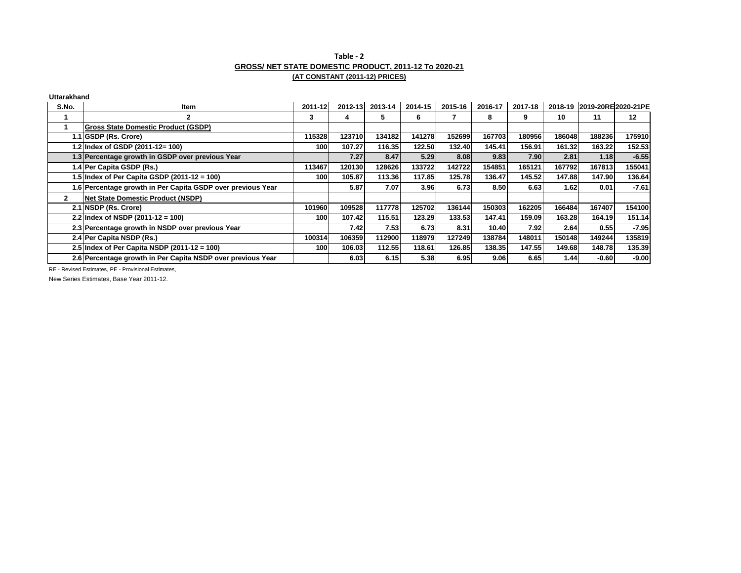**Table - 2**

**GROSS/ NET STATE DOMESTIC PRODUCT, 2011-12 To 2020-21**

**(AT CONSTANT (2011-12) PRICES)**

**Uttarakhand**

| S.No. | Item | 2011-12 | 2012-13 | 2013-14 | 2014-15 | 2015-16 | 2016-17 | 2017-18 | 2018-19 | 2019-20RE | 2020-21PE |
|---|---|---|---|---|---|---|---|---|---|---|---|
| 1 | 2 | 3 | 4 | 5 | 6 | 7 | 8 | 9 | 10 | 11 | 12 |
| 1 | **Gross State Domestic Product (GSDP)** | | | | | | | | | | |
| 1.1 | GSDP (Rs. Crore) | 115328 | 123710 | 134182 | 141278 | 152699 | 167703 | 180956 | 186048 | 188236 | 175910 |
| 1.2 | Index of GSDP (2011-12= 100) | 100 | 107.27 | 116.35 | 122.50 | 132.40 | 145.41 | 156.91 | 161.32 | 163.22 | 152.53 |
| 1.3 | Percentage growth in GSDP over previous Year | | 7.27 | 8.47 | 5.29 | 8.08 | 9.83 | 7.90 | 2.81 | 1.18 | -6.55 |
| 1.4 | Per Capita GSDP (Rs.) | 113467 | 120130 | 128626 | 133722 | 142722 | 154851 | 165121 | 167792 | 167813 | 155041 |
| 1.5 | Index of Per Capita GSDP (2011-12 = 100) | 100 | 105.87 | 113.36 | 117.85 | 125.78 | 136.47 | 145.52 | 147.88 | 147.90 | 136.64 |
| 1.6 | Percentage growth in Per Capita GSDP over previous Year | | 5.87 | 7.07 | 3.96 | 6.73 | 8.50 | 6.63 | 1.62 | 0.01 | -7.61 |
| 2 | **Net State Domestic Product (NSDP)** | | | | | | | | | | |
| 2.1 | NSDP (Rs. Crore) | 101960 | 109528 | 117778 | 125702 | 136144 | 150303 | 162205 | 166484 | 167407 | 154100 |
| 2.2 | Index of NSDP (2011-12 = 100) | 100 | 107.42 | 115.51 | 123.29 | 133.53 | 147.41 | 159.09 | 163.28 | 164.19 | 151.14 |
| 2.3 | Percentage growth in NSDP over previous Year | | 7.42 | 7.53 | 6.73 | 8.31 | 10.40 | 7.92 | 2.64 | 0.55 | -7.95 |
| 2.4 | Per Capita NSDP (Rs.) | 100314 | 106359 | 112900 | 118979 | 127249 | 138784 | 148011 | 150148 | 149244 | 135819 |
| 2.5 | Index of Per Capita NSDP (2011-12 = 100) | 100 | 106.03 | 112.55 | 118.61 | 126.85 | 138.35 | 147.55 | 149.68 | 148.78 | 135.39 |
| 2.6 | Percentage growth in Per Capita NSDP over previous Year | | 6.03 | 6.15 | 5.38 | 6.95 | 9.06 | 6.65 | 1.44 | -0.60 | -9.00 |

RE - Revised Estimates, PE - Provisional Estimates,

New Series Estimates, Base Year 2011-12.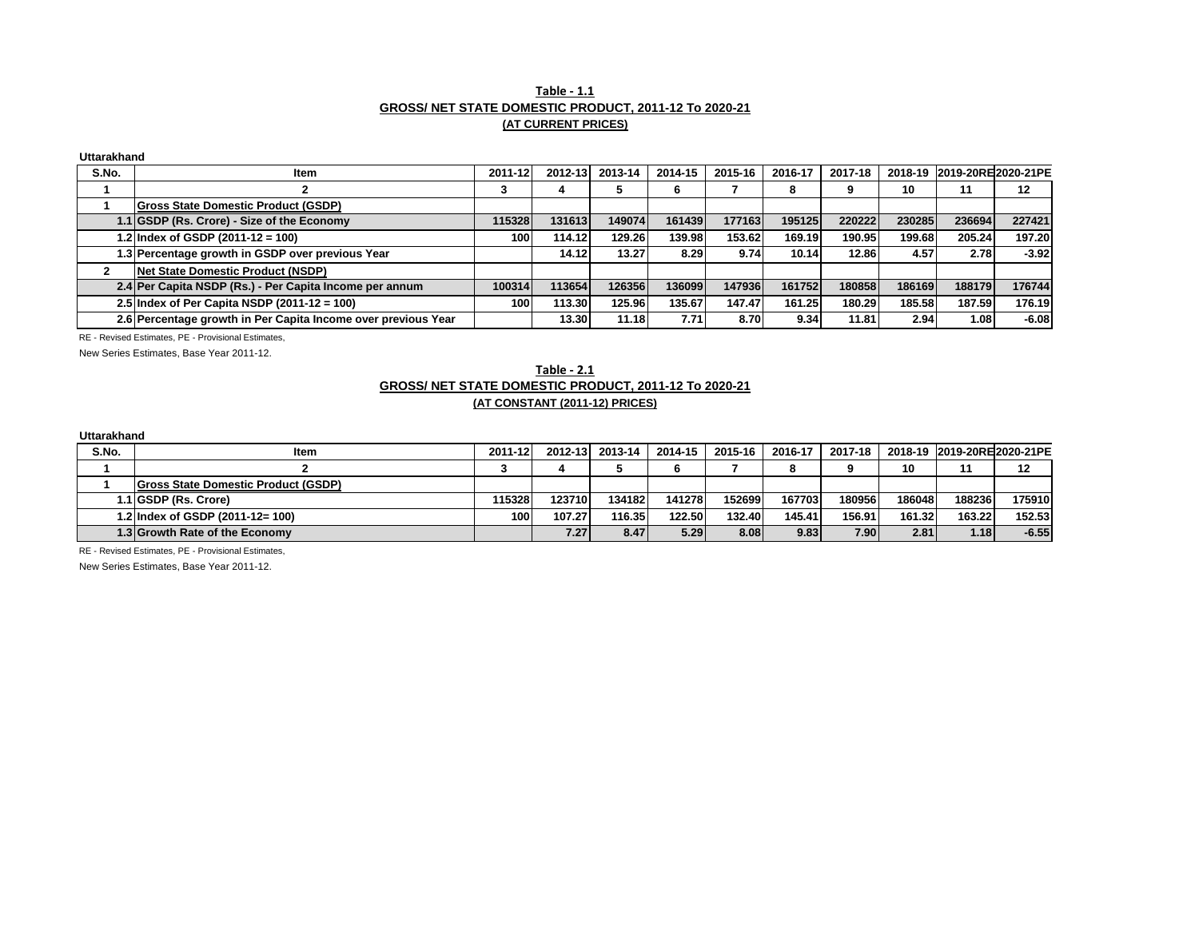**Table - 1.1**

**GROSS/ NET STATE DOMESTIC PRODUCT, 2011-12 To 2020-21**

**(AT CURRENT PRICES)**

**Uttarakhand**

| S.No. | Item | 2011-12 | 2012-13 | 2013-14 | 2014-15 | 2015-16 | 2016-17 | 2017-18 | 2018-19 | 2019-20RE | 2020-21PE |
|---|---|---|---|---|---|---|---|---|---|---|---|
| 1 | 2 | 3 | 4 | 5 | 6 | 7 | 8 | 9 | 10 | 11 | 12 |
| 1 | Gross State Domestic Product (GSDP) | | | | | | | | | | |
| 1.1 | GSDP (Rs. Crore) - Size of the Economy | 115328 | 131613 | 149074 | 161439 | 177163 | 195125 | 220222 | 230285 | 236694 | 227421 |
| 1.2 | Index of GSDP (2011-12 = 100) | 100 | 114.12 | 129.26 | 139.98 | 153.62 | 169.19 | 190.95 | 199.68 | 205.24 | 197.20 |
| 1.3 | Percentage growth in GSDP over previous Year | | 14.12 | 13.27 | 8.29 | 9.74 | 10.14 | 12.86 | 4.57 | 2.78 | -3.92 |
| 2 | Net State Domestic Product (NSDP) | | | | | | | | | | |
| 2.4 | Per Capita NSDP (Rs.) - Per Capita Income per annum | 100314 | 113654 | 126356 | 136099 | 147936 | 161752 | 180858 | 186169 | 188179 | 176744 |
| 2.5 | Index of Per Capita NSDP (2011-12 = 100) | 100 | 113.30 | 125.96 | 135.67 | 147.47 | 161.25 | 180.29 | 185.58 | 187.59 | 176.19 |
| 2.6 | Percentage growth in Per Capita Income over previous Year | | 13.30 | 11.18 | 7.71 | 8.70 | 9.34 | 11.81 | 2.94 | 1.08 | -6.08 |

RE - Revised Estimates, PE - Provisional Estimates,

New Series Estimates, Base Year 2011-12.

**Table - 2.1**

**GROSS/ NET STATE DOMESTIC PRODUCT, 2011-12 To 2020-21**

**(AT CONSTANT (2011-12) PRICES)**

**Uttarakhand**

| S.No. | Item | 2011-12 | 2012-13 | 2013-14 | 2014-15 | 2015-16 | 2016-17 | 2017-18 | 2018-19 | 2019-20RE | 2020-21PE |
|---|---|---|---|---|---|---|---|---|---|---|---|
| 1 | 2 | 3 | 4 | 5 | 6 | 7 | 8 | 9 | 10 | 11 | 12 |
| 1 | Gross State Domestic Product (GSDP) | | | | | | | | | | |
| 1.1 | GSDP (Rs. Crore) | 115328 | 123710 | 134182 | 141278 | 152699 | 167703 | 180956 | 186048 | 188236 | 175910 |
| 1.2 | Index of GSDP (2011-12= 100) | 100 | 107.27 | 116.35 | 122.50 | 132.40 | 145.41 | 156.91 | 161.32 | 163.22 | 152.53 |
| 1.3 | Growth Rate of the Economy | | 7.27 | 8.47 | 5.29 | 8.08 | 9.83 | 7.90 | 2.81 | 1.18 | -6.55 |

RE - Revised Estimates, PE - Provisional Estimates,

New Series Estimates, Base Year 2011-12.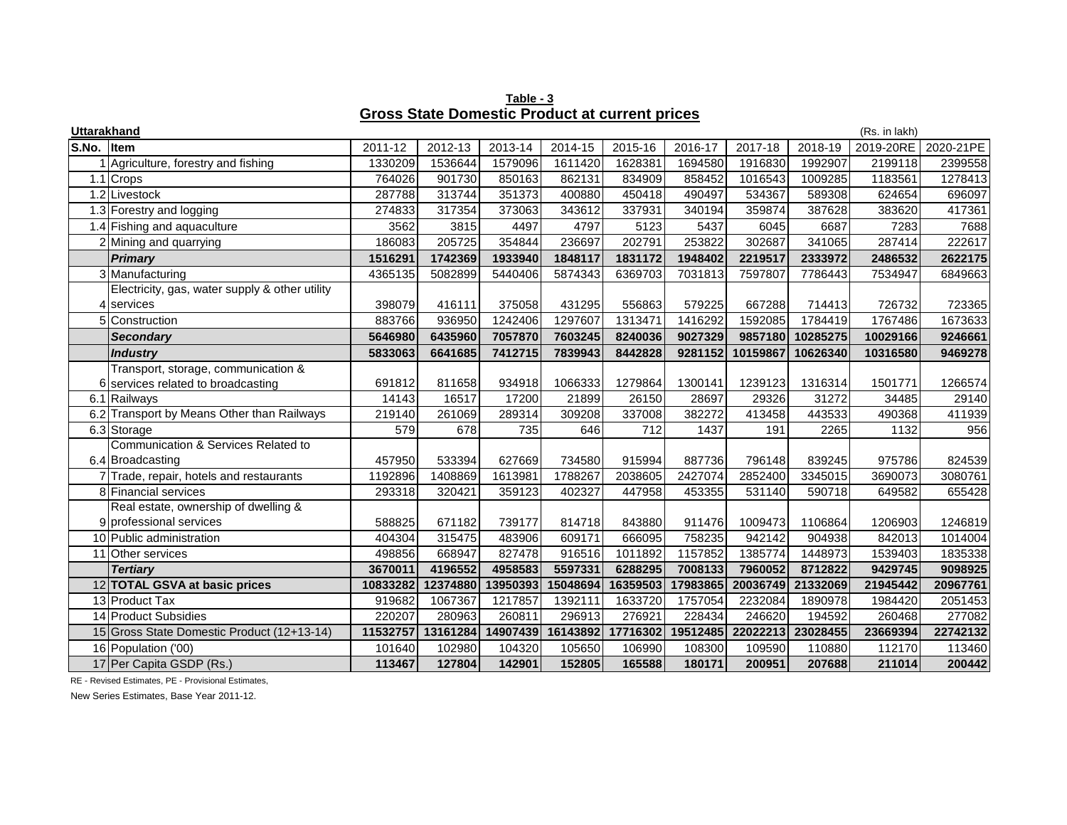**Table - 3**

## Gross State Domestic Product at current prices

**Uttarakhand** (Rs. in lakh)

| S.No. | Item | 2011-12 | 2012-13 | 2013-14 | 2014-15 | 2015-16 | 2016-17 | 2017-18 | 2018-19 | 2019-20RE | 2020-21PE |
|---|---|---|---|---|---|---|---|---|---|---|---|
| 1 | Agriculture, forestry and fishing | 1330209 | 1536644 | 1579096 | 1611420 | 1628381 | 1694580 | 1916830 | 1992907 | 2199118 | 2399558 |
| 1.1 | Crops | 764026 | 901730 | 850163 | 862131 | 834909 | 858452 | 1016543 | 1009285 | 1183561 | 1278413 |
| 1.2 | Livestock | 287788 | 313744 | 351373 | 400880 | 450418 | 490497 | 534367 | 589308 | 624654 | 696097 |
| 1.3 | Forestry and logging | 274833 | 317354 | 373063 | 343612 | 337931 | 340194 | 359874 | 387628 | 383620 | 417361 |
| 1.4 | Fishing and aquaculture | 3562 | 3815 | 4497 | 4797 | 5123 | 5437 | 6045 | 6687 | 7283 | 7688 |
| 2 | Mining and quarrying | 186083 | 205725 | 354844 | 236697 | 202791 | 253822 | 302687 | 341065 | 287414 | 222617 |
| | ***Primary*** | **1516291** | **1742369** | **1933940** | **1848117** | **1831172** | **1948402** | **2219517** | **2333972** | **2486532** | **2622175** |
| 3 | Manufacturing | 4365135 | 5082899 | 5440406 | 5874343 | 6369703 | 7031813 | 7597807 | 7786443 | 7534947 | 6849663 |
| 4 | Electricity, gas, water supply & other utility services | 398079 | 416111 | 375058 | 431295 | 556863 | 579225 | 667288 | 714413 | 726732 | 723365 |
| 5 | Construction | 883766 | 936950 | 1242406 | 1297607 | 1313471 | 1416292 | 1592085 | 1784419 | 1767486 | 1673633 |
| | ***Secondary*** | **5646980** | **6435960** | **7057870** | **7603245** | **8240036** | **9027329** | **9857180** | **10285275** | **10029166** | **9246661** |
| | ***Industry*** | **5833063** | **6641685** | **7412715** | **7839943** | **8442828** | **9281152** | **10159867** | **10626340** | **10316580** | **9469278** |
| 6 | Transport, storage, communication & services related to broadcasting | 691812 | 811658 | 934918 | 1066333 | 1279864 | 1300141 | 1239123 | 1316314 | 1501771 | 1266574 |
| 6.1 | Railways | 14143 | 16517 | 17200 | 21899 | 26150 | 28697 | 29326 | 31272 | 34485 | 29140 |
| 6.2 | Transport by Means Other than Railways | 219140 | 261069 | 289314 | 309208 | 337008 | 382272 | 413458 | 443533 | 490368 | 411939 |
| 6.3 | Storage | 579 | 678 | 735 | 646 | 712 | 1437 | 191 | 2265 | 1132 | 956 |
| 6.4 | Communication & Services Related to Broadcasting | 457950 | 533394 | 627669 | 734580 | 915994 | 887736 | 796148 | 839245 | 975786 | 824539 |
| 7 | Trade, repair, hotels and restaurants | 1192896 | 1408869 | 1613981 | 1788267 | 2038605 | 2427074 | 2852400 | 3345015 | 3690073 | 3080761 |
| 8 | Financial services | 293318 | 320421 | 359123 | 402327 | 447958 | 453355 | 531140 | 590718 | 649582 | 655428 |
| 9 | Real estate, ownership of dwelling & professional services | 588825 | 671182 | 739177 | 814718 | 843880 | 911476 | 1009473 | 1106864 | 1206903 | 1246819 |
| 10 | Public administration | 404304 | 315475 | 483906 | 609171 | 666095 | 758235 | 942142 | 904938 | 842013 | 1014004 |
| 11 | Other services | 498856 | 668947 | 827478 | 916516 | 1011892 | 1157852 | 1385774 | 1448973 | 1539403 | 1835338 |
| | ***Tertiary*** | **3670011** | **4196552** | **4958583** | **5597331** | **6288295** | **7008133** | **7960052** | **8712822** | **9429745** | **9098925** |
| 12 | **TOTAL GSVA at basic prices** | **10833282** | **12374880** | **13950393** | **15048694** | **16359503** | **17983865** | **20036749** | **21332069** | **21945442** | **20967761** |
| 13 | Product Tax | 919682 | 1067367 | 1217857 | 1392111 | 1633720 | 1757054 | 2232084 | 1890978 | 1984420 | 2051453 |
| 14 | Product Subsidies | 220207 | 280963 | 260811 | 296913 | 276921 | 228434 | 246620 | 194592 | 260468 | 277082 |
| 15 | Gross State Domestic Product (12+13-14) | **11532757** | **13161284** | **14907439** | **16143892** | **17716302** | **19512485** | **22022213** | **23028455** | **23669394** | **22742132** |
| 16 | Population ('00) | 101640 | 102980 | 104320 | 105650 | 106990 | 108300 | 109590 | 110880 | 112170 | 113460 |
| 17 | Per Capita GSDP (Rs.) | **113467** | **127804** | **142901** | **152805** | **165588** | **180171** | **200951** | **207688** | **211014** | **200442** |

RE - Revised Estimates, PE - Provisional Estimates,

New Series Estimates, Base Year 2011-12.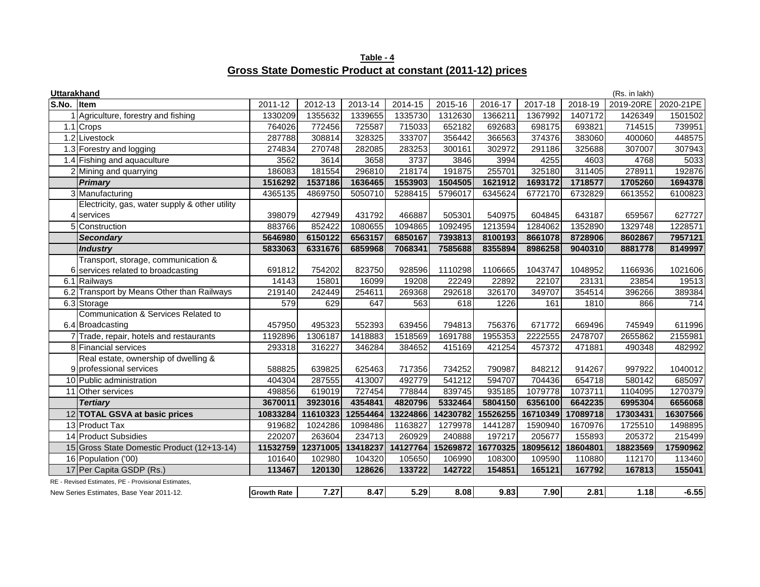**Table - 4**

## Gross State Domestic Product at constant (2011-12) prices

**Uttarakhand** (Rs. in lakh)

| S.No. | Item | 2011-12 | 2012-13 | 2013-14 | 2014-15 | 2015-16 | 2016-17 | 2017-18 | 2018-19 | 2019-20RE | 2020-21PE |
|---|---|---|---|---|---|---|---|---|---|---|---|
| 1 | Agriculture, forestry and fishing | 1330209 | 1355632 | 1339655 | 1335730 | 1312630 | 1366211 | 1367992 | 1407172 | 1426349 | 1501502 |
| 1.1 | Crops | 764026 | 772456 | 725587 | 715033 | 652182 | 692683 | 698175 | 693821 | 714515 | 739951 |
| 1.2 | Livestock | 287788 | 308814 | 328325 | 333707 | 356442 | 366563 | 374376 | 383060 | 400060 | 448575 |
| 1.3 | Forestry and logging | 274834 | 270748 | 282085 | 283253 | 300161 | 302972 | 291186 | 325688 | 307007 | 307943 |
| 1.4 | Fishing and aquaculture | 3562 | 3614 | 3658 | 3737 | 3846 | 3994 | 4255 | 4603 | 4768 | 5033 |
| 2 | Mining and quarrying | 186083 | 181554 | 296810 | 218174 | 191875 | 255701 | 325180 | 311405 | 278911 | 192876 |
| | ***Primary*** | **1516292** | **1537186** | **1636465** | **1553903** | **1504505** | **1621912** | **1693172** | **1718577** | **1705260** | **1694378** |
| 3 | Manufacturing | 4365135 | 4869750 | 5050710 | 5288415 | 5796017 | 6345624 | 6772170 | 6732829 | 6613552 | 6100823 |
| 4 | Electricity, gas, water supply & other utility services | 398079 | 427949 | 431792 | 466887 | 505301 | 540975 | 604845 | 643187 | 659567 | 627727 |
| 5 | Construction | 883766 | 852422 | 1080655 | 1094865 | 1092495 | 1213594 | 1284062 | 1352890 | 1329748 | 1228571 |
| | ***Secondary*** | **5646980** | **6150122** | **6563157** | **6850167** | **7393813** | **8100193** | **8661078** | **8728906** | **8602867** | **7957121** |
| | ***Industry*** | **5833063** | **6331676** | **6859968** | **7068341** | **7585688** | **8355894** | **8986258** | **9040310** | **8881778** | **8149997** |
| 6 | Transport, storage, communication & services related to broadcasting | 691812 | 754202 | 823750 | 928596 | 1110298 | 1106665 | 1043747 | 1048952 | 1166936 | 1021606 |
| 6.1 | Railways | 14143 | 15801 | 16099 | 19208 | 22249 | 22892 | 22107 | 23131 | 23854 | 19513 |
| 6.2 | Transport by Means Other than Railways | 219140 | 242449 | 254611 | 269368 | 292618 | 326170 | 349707 | 354514 | 396266 | 389384 |
| 6.3 | Storage | 579 | 629 | 647 | 563 | 618 | 1226 | 161 | 1810 | 866 | 714 |
| 6.4 | Communication & Services Related to Broadcasting | 457950 | 495323 | 552393 | 639456 | 794813 | 756376 | 671772 | 669496 | 745949 | 611996 |
| 7 | Trade, repair, hotels and restaurants | 1192896 | 1306187 | 1418883 | 1518569 | 1691788 | 1955353 | 2222555 | 2478707 | 2655862 | 2155981 |
| 8 | Financial services | 293318 | 316227 | 346284 | 384652 | 415169 | 421254 | 457372 | 471881 | 490348 | 482992 |
| 9 | Real estate, ownership of dwelling & professional services | 588825 | 639825 | 625463 | 717356 | 734252 | 790987 | 848212 | 914267 | 997922 | 1040012 |
| 10 | Public administration | 404304 | 287555 | 413007 | 492779 | 541212 | 594707 | 704436 | 654718 | 580142 | 685097 |
| 11 | Other services | 498856 | 619019 | 727454 | 778844 | 839745 | 935185 | 1079778 | 1073711 | 1104095 | 1270379 |
| | ***Tertiary*** | **3670011** | **3923016** | **4354841** | **4820796** | **5332464** | **5804150** | **6356100** | **6642235** | **6995304** | **6656068** |
| 12 | **TOTAL GSVA at basic prices** | **10833284** | **11610323** | **12554464** | **13224866** | **14230782** | **15526255** | **16710349** | **17089718** | **17303431** | **16307566** |
| 13 | Product Tax | 919682 | 1024286 | 1098486 | 1163827 | 1279978 | 1441287 | 1590940 | 1670976 | 1725510 | 1498895 |
| 14 | Product Subsidies | 220207 | 263604 | 234713 | 260929 | 240888 | 197217 | 205677 | 155893 | 205372 | 215499 |
| 15 | Gross State Domestic Product (12+13-14) | **11532759** | **12371005** | **13418237** | **14127764** | **15269872** | **16770325** | **18095612** | **18604801** | **18823569** | **17590962** |
| 16 | Population ('00) | 101640 | 102980 | 104320 | 105650 | 106990 | 108300 | 109590 | 110880 | 112170 | 113460 |
| 17 | Per Capita GSDP (Rs.) | **113467** | **120130** | **128626** | **133722** | **142722** | **154851** | **165121** | **167792** | **167813** | **155041** |
| | | **Growth Rate** | **7.27** | **8.47** | **5.29** | **8.08** | **9.83** | **7.90** | **2.81** | **1.18** | **-6.55** |

RE - Revised Estimates, PE - Provisional Estimates,

New Series Estimates, Base Year 2011-12.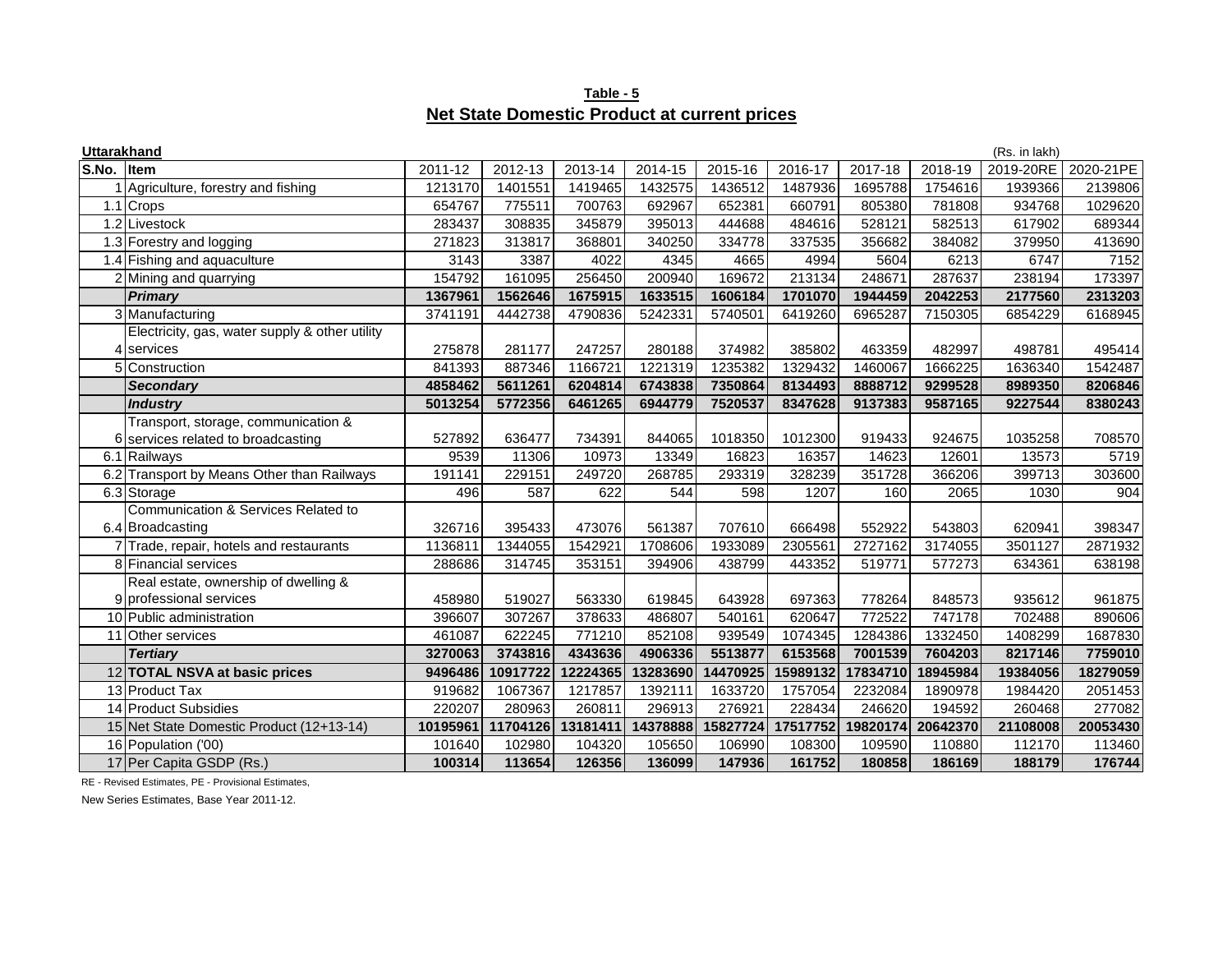**Table - 5**

**Net State Domestic Product at current prices**

**Uttarakhand** (Rs. in lakh)

| S.No. | Item | 2011-12 | 2012-13 | 2013-14 | 2014-15 | 2015-16 | 2016-17 | 2017-18 | 2018-19 | 2019-20RE | 2020-21PE |
|---|---|---|---|---|---|---|---|---|---|---|---|
| 1 | Agriculture, forestry and fishing | 1213170 | 1401551 | 1419465 | 1432575 | 1436512 | 1487936 | 1695788 | 1754616 | 1939366 | 2139806 |
| 1.1 | Crops | 654767 | 775511 | 700763 | 692967 | 652381 | 660791 | 805380 | 781808 | 934768 | 1029620 |
| 1.2 | Livestock | 283437 | 308835 | 345879 | 395013 | 444688 | 484616 | 528121 | 582513 | 617902 | 689344 |
| 1.3 | Forestry and logging | 271823 | 313817 | 368801 | 340250 | 334778 | 337535 | 356682 | 384082 | 379950 | 413690 |
| 1.4 | Fishing and aquaculture | 3143 | 3387 | 4022 | 4345 | 4665 | 4994 | 5604 | 6213 | 6747 | 7152 |
| 2 | Mining and quarrying | 154792 | 161095 | 256450 | 200940 | 169672 | 213134 | 248671 | 287637 | 238194 | 173397 |
| | ***Primary*** | **1367961** | **1562646** | **1675915** | **1633515** | **1606184** | **1701070** | **1944459** | **2042253** | **2177560** | **2313203** |
| 3 | Manufacturing | 3741191 | 4442738 | 4790836 | 5242331 | 5740501 | 6419260 | 6965287 | 7150305 | 6854229 | 6168945 |
| 4 | Electricity, gas, water supply & other utility services | 275878 | 281177 | 247257 | 280188 | 374982 | 385802 | 463359 | 482997 | 498781 | 495414 |
| 5 | Construction | 841393 | 887346 | 1166721 | 1221319 | 1235382 | 1329432 | 1460067 | 1666225 | 1636340 | 1542487 |
| | ***Secondary*** | **4858462** | **5611261** | **6204814** | **6743838** | **7350864** | **8134493** | **8888712** | **9299528** | **8989350** | **8206846** |
| | ***Industry*** | **5013254** | **5772356** | **6461265** | **6944779** | **7520537** | **8347628** | **9137383** | **9587165** | **9227544** | **8380243** |
| 6 | Transport, storage, communication & services related to broadcasting | 527892 | 636477 | 734391 | 844065 | 1018350 | 1012300 | 919433 | 924675 | 1035258 | 708570 |
| 6.1 | Railways | 9539 | 11306 | 10973 | 13349 | 16823 | 16357 | 14623 | 12601 | 13573 | 5719 |
| 6.2 | Transport by Means Other than Railways | 191141 | 229151 | 249720 | 268785 | 293319 | 328239 | 351728 | 366206 | 399713 | 303600 |
| 6.3 | Storage | 496 | 587 | 622 | 544 | 598 | 1207 | 160 | 2065 | 1030 | 904 |
| 6.4 | Communication & Services Related to Broadcasting | 326716 | 395433 | 473076 | 561387 | 707610 | 666498 | 552922 | 543803 | 620941 | 398347 |
| 7 | Trade, repair, hotels and restaurants | 1136811 | 1344055 | 1542921 | 1708606 | 1933089 | 2305561 | 2727162 | 3174055 | 3501127 | 2871932 |
| 8 | Financial services | 288686 | 314745 | 353151 | 394906 | 438799 | 443352 | 519771 | 577273 | 634361 | 638198 |
| 9 | Real estate, ownership of dwelling & professional services | 458980 | 519027 | 563330 | 619845 | 643928 | 697363 | 778264 | 848573 | 935612 | 961875 |
| 10 | Public administration | 396607 | 307267 | 378633 | 486807 | 540161 | 620647 | 772522 | 747178 | 702488 | 890606 |
| 11 | Other services | 461087 | 622245 | 771210 | 852108 | 939549 | 1074345 | 1284386 | 1332450 | 1408299 | 1687830 |
| | ***Tertiary*** | **3270063** | **3743816** | **4343636** | **4906336** | **5513877** | **6153568** | **7001539** | **7604203** | **8217146** | **7759010** |
| 12 | **TOTAL NSVA at basic prices** | **9496486** | **10917722** | **12224365** | **13283690** | **14470925** | **15989132** | **17834710** | **18945984** | **19384056** | **18279059** |
| 13 | Product Tax | 919682 | 1067367 | 1217857 | 1392111 | 1633720 | 1757054 | 2232084 | 1890978 | 1984420 | 2051453 |
| 14 | Product Subsidies | 220207 | 280963 | 260811 | 296913 | 276921 | 228434 | 246620 | 194592 | 260468 | 277082 |
| 15 | Net State Domestic Product (12+13-14) | **10195961** | **11704126** | **13181411** | **14378888** | **15827724** | **17517752** | **19820174** | **20642370** | **21108008** | **20053430** |
| 16 | Population ('00) | 101640 | 102980 | 104320 | 105650 | 106990 | 108300 | 109590 | 110880 | 112170 | 113460 |
| 17 | Per Capita GSDP (Rs.) | **100314** | **113654** | **126356** | **136099** | **147936** | **161752** | **180858** | **186169** | **188179** | **176744** |

RE - Revised Estimates, PE - Provisional Estimates,

New Series Estimates, Base Year 2011-12.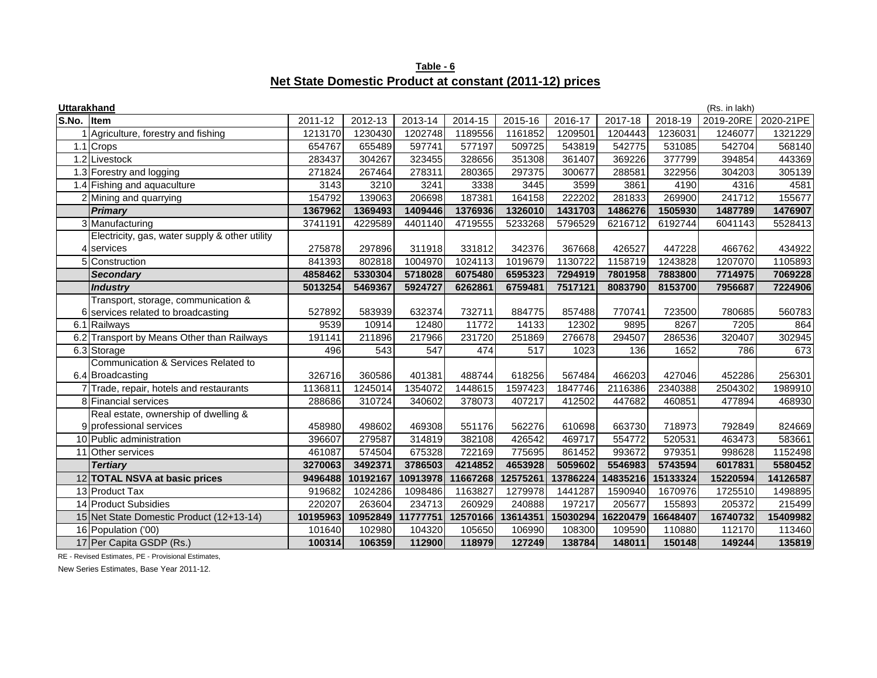**Table - 6**

## Net State Domestic Product at constant (2011-12) prices

**Uttarakhand** (Rs. in lakh)

| S.No. | Item | 2011-12 | 2012-13 | 2013-14 | 2014-15 | 2015-16 | 2016-17 | 2017-18 | 2018-19 | 2019-20RE | 2020-21PE |
|---|---|---|---|---|---|---|---|---|---|---|---|
| 1 | Agriculture, forestry and fishing | 1213170 | 1230430 | 1202748 | 1189556 | 1161852 | 1209501 | 1204443 | 1236031 | 1246077 | 1321229 |
| 1.1 | Crops | 654767 | 655489 | 597741 | 577197 | 509725 | 543819 | 542775 | 531085 | 542704 | 568140 |
| 1.2 | Livestock | 283437 | 304267 | 323455 | 328656 | 351308 | 361407 | 369226 | 377799 | 394854 | 443369 |
| 1.3 | Forestry and logging | 271824 | 267464 | 278311 | 280365 | 297375 | 300677 | 288581 | 322956 | 304203 | 305139 |
| 1.4 | Fishing and aquaculture | 3143 | 3210 | 3241 | 3338 | 3445 | 3599 | 3861 | 4190 | 4316 | 4581 |
| 2 | Mining and quarrying | 154792 | 139063 | 206698 | 187381 | 164158 | 222202 | 281833 | 269900 | 241712 | 155677 |
| | ***Primary*** | **1367962** | **1369493** | **1409446** | **1376936** | **1326010** | **1431703** | **1486276** | **1505930** | **1487789** | **1476907** |
| 3 | Manufacturing | 3741191 | 4229589 | 4401140 | 4719555 | 5233268 | 5796529 | 6216712 | 6192744 | 6041143 | 5528413 |
| 4 | Electricity, gas, water supply & other utility services | 275878 | 297896 | 311918 | 331812 | 342376 | 367668 | 426527 | 447228 | 466762 | 434922 |
| 5 | Construction | 841393 | 802818 | 1004970 | 1024113 | 1019679 | 1130722 | 1158719 | 1243828 | 1207070 | 1105893 |
| | ***Secondary*** | **4858462** | **5330304** | **5718028** | **6075480** | **6595323** | **7294919** | **7801958** | **7883800** | **7714975** | **7069228** |
| | ***Industry*** | **5013254** | **5469367** | **5924727** | **6262861** | **6759481** | **7517121** | **8083790** | **8153700** | **7956687** | **7224906** |
| 6 | Transport, storage, communication & services related to broadcasting | 527892 | 583939 | 632374 | 732711 | 884775 | 857488 | 770741 | 723500 | 780685 | 560783 |
| 6.1 | Railways | 9539 | 10914 | 12480 | 11772 | 14133 | 12302 | 9895 | 8267 | 7205 | 864 |
| 6.2 | Transport by Means Other than Railways | 191141 | 211896 | 217966 | 231720 | 251869 | 276678 | 294507 | 286536 | 320407 | 302945 |
| 6.3 | Storage | 496 | 543 | 547 | 474 | 517 | 1023 | 136 | 1652 | 786 | 673 |
| 6.4 | Communication & Services Related to Broadcasting | 326716 | 360586 | 401381 | 488744 | 618256 | 567484 | 466203 | 427046 | 452286 | 256301 |
| 7 | Trade, repair, hotels and restaurants | 1136811 | 1245014 | 1354072 | 1448615 | 1597423 | 1847746 | 2116386 | 2340388 | 2504302 | 1989910 |
| 8 | Financial services | 288686 | 310724 | 340602 | 378073 | 407217 | 412502 | 447682 | 460851 | 477894 | 468930 |
| 9 | Real estate, ownership of dwelling & professional services | 458980 | 498602 | 469308 | 551176 | 562276 | 610698 | 663730 | 718973 | 792849 | 824669 |
| 10 | Public administration | 396607 | 279587 | 314819 | 382108 | 426542 | 469717 | 554772 | 520531 | 463473 | 583661 |
| 11 | Other services | 461087 | 574504 | 675328 | 722169 | 775695 | 861452 | 993672 | 979351 | 998628 | 1152498 |
| | ***Tertiary*** | **3270063** | **3492371** | **3786503** | **4214852** | **4653928** | **5059602** | **5546983** | **5743594** | **6017831** | **5580452** |
| 12 | **TOTAL NSVA at basic prices** | **9496488** | **10192167** | **10913978** | **11667268** | **12575261** | **13786224** | **14835216** | **15133324** | **15220594** | **14126587** |
| 13 | Product Tax | 919682 | 1024286 | 1098486 | 1163827 | 1279978 | 1441287 | 1590940 | 1670976 | 1725510 | 1498895 |
| 14 | Product Subsidies | 220207 | 263604 | 234713 | 260929 | 240888 | 197217 | 205677 | 155893 | 205372 | 215499 |
| 15 | Net State Domestic Product (12+13-14) | **10195963** | **10952849** | **11777751** | **12570166** | **13614351** | **15030294** | **16220479** | **16648407** | **16740732** | **15409982** |
| 16 | Population ('00) | 101640 | 102980 | 104320 | 105650 | 106990 | 108300 | 109590 | 110880 | 112170 | 113460 |
| 17 | Per Capita GSDP (Rs.) | **100314** | **106359** | **112900** | **118979** | **127249** | **138784** | **148011** | **150148** | **149244** | **135819** |

RE - Revised Estimates, PE - Provisional Estimates,

New Series Estimates, Base Year 2011-12.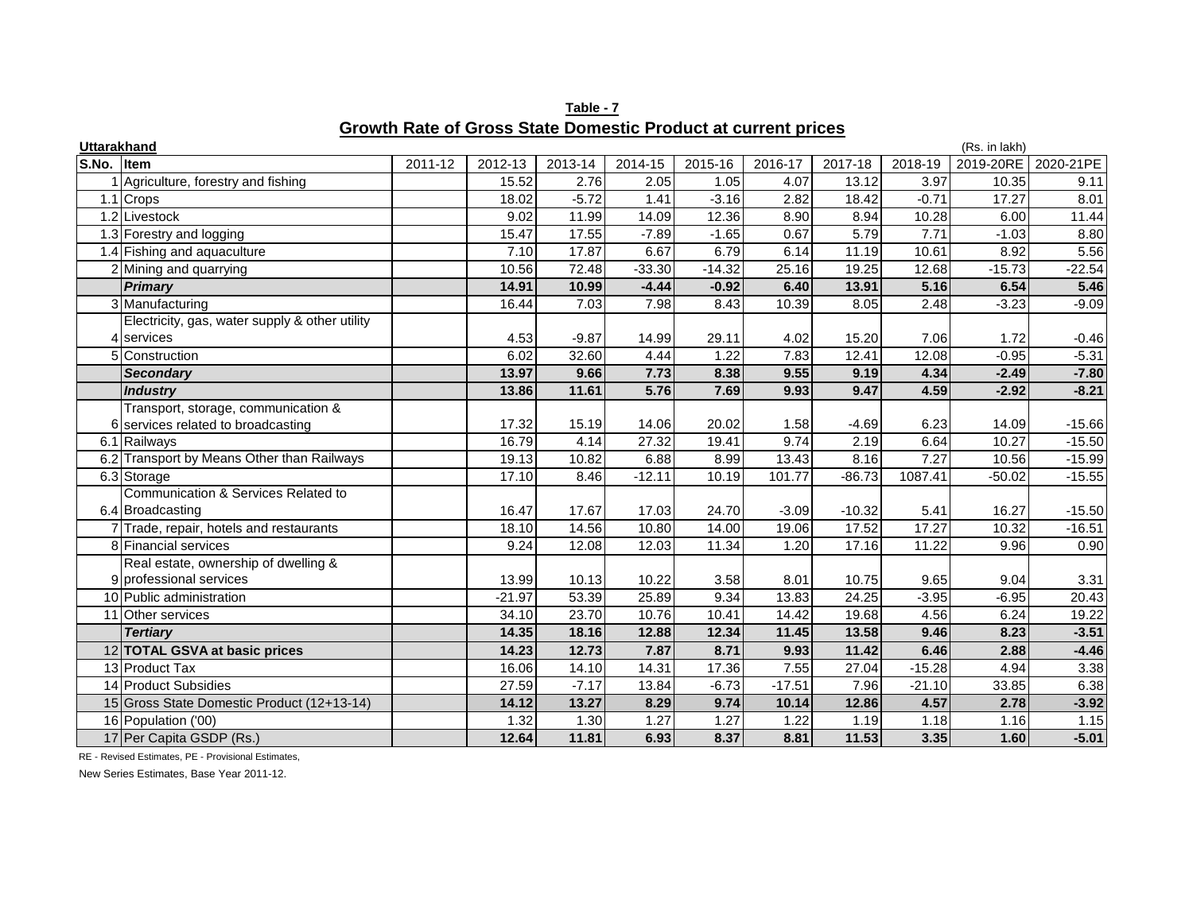**Table - 7**

## Growth Rate of Gross State Domestic Product at current prices

**Uttarakhand** (Rs. in lakh)

| S.No. | Item | 2011-12 | 2012-13 | 2013-14 | 2014-15 | 2015-16 | 2016-17 | 2017-18 | 2018-19 | 2019-20RE | 2020-21PE |
|---|---|---|---|---|---|---|---|---|---|---|---|
| 1 | Agriculture, forestry and fishing | | 15.52 | 2.76 | 2.05 | 1.05 | 4.07 | 13.12 | 3.97 | 10.35 | 9.11 |
| 1.1 | Crops | | 18.02 | -5.72 | 1.41 | -3.16 | 2.82 | 18.42 | -0.71 | 17.27 | 8.01 |
| 1.2 | Livestock | | 9.02 | 11.99 | 14.09 | 12.36 | 8.90 | 8.94 | 10.28 | 6.00 | 11.44 |
| 1.3 | Forestry and logging | | 15.47 | 17.55 | -7.89 | -1.65 | 0.67 | 5.79 | 7.71 | -1.03 | 8.80 |
| 1.4 | Fishing and aquaculture | | 7.10 | 17.87 | 6.67 | 6.79 | 6.14 | 11.19 | 10.61 | 8.92 | 5.56 |
| 2 | Mining and quarrying | | 10.56 | 72.48 | -33.30 | -14.32 | 25.16 | 19.25 | 12.68 | -15.73 | -22.54 |
| | ***Primary*** | | **14.91** | **10.99** | **-4.44** | **-0.92** | **6.40** | **13.91** | **5.16** | **6.54** | **5.46** |
| 3 | Manufacturing | | 16.44 | 7.03 | 7.98 | 8.43 | 10.39 | 8.05 | 2.48 | -3.23 | -9.09 |
| 4 | Electricity, gas, water supply & other utility services | | 4.53 | -9.87 | 14.99 | 29.11 | 4.02 | 15.20 | 7.06 | 1.72 | -0.46 |
| 5 | Construction | | 6.02 | 32.60 | 4.44 | 1.22 | 7.83 | 12.41 | 12.08 | -0.95 | -5.31 |
| | ***Secondary*** | | **13.97** | **9.66** | **7.73** | **8.38** | **9.55** | **9.19** | **4.34** | **-2.49** | **-7.80** |
| | ***Industry*** | | **13.86** | **11.61** | **5.76** | **7.69** | **9.93** | **9.47** | **4.59** | **-2.92** | **-8.21** |
| 6 | Transport, storage, communication & services related to broadcasting | | 17.32 | 15.19 | 14.06 | 20.02 | 1.58 | -4.69 | 6.23 | 14.09 | -15.66 |
| 6.1 | Railways | | 16.79 | 4.14 | 27.32 | 19.41 | 9.74 | 2.19 | 6.64 | 10.27 | -15.50 |
| 6.2 | Transport by Means Other than Railways | | 19.13 | 10.82 | 6.88 | 8.99 | 13.43 | 8.16 | 7.27 | 10.56 | -15.99 |
| 6.3 | Storage | | 17.10 | 8.46 | -12.11 | 10.19 | 101.77 | -86.73 | 1087.41 | -50.02 | -15.55 |
| 6.4 | Communication & Services Related to Broadcasting | | 16.47 | 17.67 | 17.03 | 24.70 | -3.09 | -10.32 | 5.41 | 16.27 | -15.50 |
| 7 | Trade, repair, hotels and restaurants | | 18.10 | 14.56 | 10.80 | 14.00 | 19.06 | 17.52 | 17.27 | 10.32 | -16.51 |
| 8 | Financial services | | 9.24 | 12.08 | 12.03 | 11.34 | 1.20 | 17.16 | 11.22 | 9.96 | 0.90 |
| 9 | Real estate, ownership of dwelling & professional services | | 13.99 | 10.13 | 10.22 | 3.58 | 8.01 | 10.75 | 9.65 | 9.04 | 3.31 |
| 10 | Public administration | | -21.97 | 53.39 | 25.89 | 9.34 | 13.83 | 24.25 | -3.95 | -6.95 | 20.43 |
| 11 | Other services | | 34.10 | 23.70 | 10.76 | 10.41 | 14.42 | 19.68 | 4.56 | 6.24 | 19.22 |
| | ***Tertiary*** | | **14.35** | **18.16** | **12.88** | **12.34** | **11.45** | **13.58** | **9.46** | **8.23** | **-3.51** |
| 12 | **TOTAL GSVA at basic prices** | | **14.23** | **12.73** | **7.87** | **8.71** | **9.93** | **11.42** | **6.46** | **2.88** | **-4.46** |
| 13 | Product Tax | | 16.06 | 14.10 | 14.31 | 17.36 | 7.55 | 27.04 | -15.28 | 4.94 | 3.38 |
| 14 | Product Subsidies | | 27.59 | -7.17 | 13.84 | -6.73 | -17.51 | 7.96 | -21.10 | 33.85 | 6.38 |
| 15 | Gross State Domestic Product (12+13-14) | | **14.12** | **13.27** | **8.29** | **9.74** | **10.14** | **12.86** | **4.57** | **2.78** | **-3.92** |
| 16 | Population ('00) | | 1.32 | 1.30 | 1.27 | 1.27 | 1.22 | 1.19 | 1.18 | 1.16 | 1.15 |
| 17 | Per Capita GSDP (Rs.) | | **12.64** | **11.81** | **6.93** | **8.37** | **8.81** | **11.53** | **3.35** | **1.60** | **-5.01** |

RE - Revised Estimates, PE - Provisional Estimates,

New Series Estimates, Base Year 2011-12.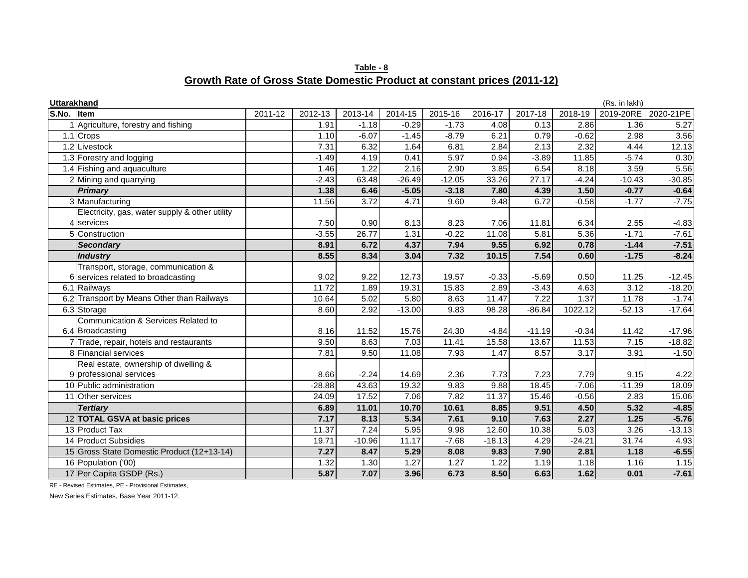**Table - 8**

**Growth Rate of Gross State Domestic Product at constant prices (2011-12)**

**Uttarakhand** (Rs. in lakh)

| S.No. | Item | 2011-12 | 2012-13 | 2013-14 | 2014-15 | 2015-16 | 2016-17 | 2017-18 | 2018-19 | 2019-20RE | 2020-21PE |
|---|---|---|---|---|---|---|---|---|---|---|---|
| 1 | Agriculture, forestry and fishing | | 1.91 | -1.18 | -0.29 | -1.73 | 4.08 | 0.13 | 2.86 | 1.36 | 5.27 |
| 1.1 | Crops | | 1.10 | -6.07 | -1.45 | -8.79 | 6.21 | 0.79 | -0.62 | 2.98 | 3.56 |
| 1.2 | Livestock | | 7.31 | 6.32 | 1.64 | 6.81 | 2.84 | 2.13 | 2.32 | 4.44 | 12.13 |
| 1.3 | Forestry and logging | | -1.49 | 4.19 | 0.41 | 5.97 | 0.94 | -3.89 | 11.85 | -5.74 | 0.30 |
| 1.4 | Fishing and aquaculture | | 1.46 | 1.22 | 2.16 | 2.90 | 3.85 | 6.54 | 8.18 | 3.59 | 5.56 |
| 2 | Mining and quarrying | | -2.43 | 63.48 | -26.49 | -12.05 | 33.26 | 27.17 | -4.24 | -10.43 | -30.85 |
| | ***Primary*** | | **1.38** | **6.46** | **-5.05** | **-3.18** | **7.80** | **4.39** | **1.50** | **-0.77** | **-0.64** |
| 3 | Manufacturing | | 11.56 | 3.72 | 4.71 | 9.60 | 9.48 | 6.72 | -0.58 | -1.77 | -7.75 |
| 4 | Electricity, gas, water supply & other utility services | | 7.50 | 0.90 | 8.13 | 8.23 | 7.06 | 11.81 | 6.34 | 2.55 | -4.83 |
| 5 | Construction | | -3.55 | 26.77 | 1.31 | -0.22 | 11.08 | 5.81 | 5.36 | -1.71 | -7.61 |
| | ***Secondary*** | | **8.91** | **6.72** | **4.37** | **7.94** | **9.55** | **6.92** | **0.78** | **-1.44** | **-7.51** |
| | ***Industry*** | | **8.55** | **8.34** | **3.04** | **7.32** | **10.15** | **7.54** | **0.60** | **-1.75** | **-8.24** |
| 6 | Transport, storage, communication & services related to broadcasting | | 9.02 | 9.22 | 12.73 | 19.57 | -0.33 | -5.69 | 0.50 | 11.25 | -12.45 |
| 6.1 | Railways | | 11.72 | 1.89 | 19.31 | 15.83 | 2.89 | -3.43 | 4.63 | 3.12 | -18.20 |
| 6.2 | Transport by Means Other than Railways | | 10.64 | 5.02 | 5.80 | 8.63 | 11.47 | 7.22 | 1.37 | 11.78 | -1.74 |
| 6.3 | Storage | | 8.60 | 2.92 | -13.00 | 9.83 | 98.28 | -86.84 | 1022.12 | -52.13 | -17.64 |
| 6.4 | Communication & Services Related to Broadcasting | | 8.16 | 11.52 | 15.76 | 24.30 | -4.84 | -11.19 | -0.34 | 11.42 | -17.96 |
| 7 | Trade, repair, hotels and restaurants | | 9.50 | 8.63 | 7.03 | 11.41 | 15.58 | 13.67 | 11.53 | 7.15 | -18.82 |
| 8 | Financial services | | 7.81 | 9.50 | 11.08 | 7.93 | 1.47 | 8.57 | 3.17 | 3.91 | -1.50 |
| 9 | Real estate, ownership of dwelling & professional services | | 8.66 | -2.24 | 14.69 | 2.36 | 7.73 | 7.23 | 7.79 | 9.15 | 4.22 |
| 10 | Public administration | | -28.88 | 43.63 | 19.32 | 9.83 | 9.88 | 18.45 | -7.06 | -11.39 | 18.09 |
| 11 | Other services | | 24.09 | 17.52 | 7.06 | 7.82 | 11.37 | 15.46 | -0.56 | 2.83 | 15.06 |
| | ***Tertiary*** | | **6.89** | **11.01** | **10.70** | **10.61** | **8.85** | **9.51** | **4.50** | **5.32** | **-4.85** |
| 12 | **TOTAL GSVA at basic prices** | | **7.17** | **8.13** | **5.34** | **7.61** | **9.10** | **7.63** | **2.27** | **1.25** | **-5.76** |
| 13 | Product Tax | | 11.37 | 7.24 | 5.95 | 9.98 | 12.60 | 10.38 | 5.03 | 3.26 | -13.13 |
| 14 | Product Subsidies | | 19.71 | -10.96 | 11.17 | -7.68 | -18.13 | 4.29 | -24.21 | 31.74 | 4.93 |
| 15 | Gross State Domestic Product (12+13-14) | | **7.27** | **8.47** | **5.29** | **8.08** | **9.83** | **7.90** | **2.81** | **1.18** | **-6.55** |
| 16 | Population ('00) | | 1.32 | 1.30 | 1.27 | 1.27 | 1.22 | 1.19 | 1.18 | 1.16 | 1.15 |
| 17 | Per Capita GSDP (Rs.) | | **5.87** | **7.07** | **3.96** | **6.73** | **8.50** | **6.63** | **1.62** | **0.01** | **-7.61** |

RE - Revised Estimates, PE - Provisional Estimates,

New Series Estimates, Base Year 2011-12.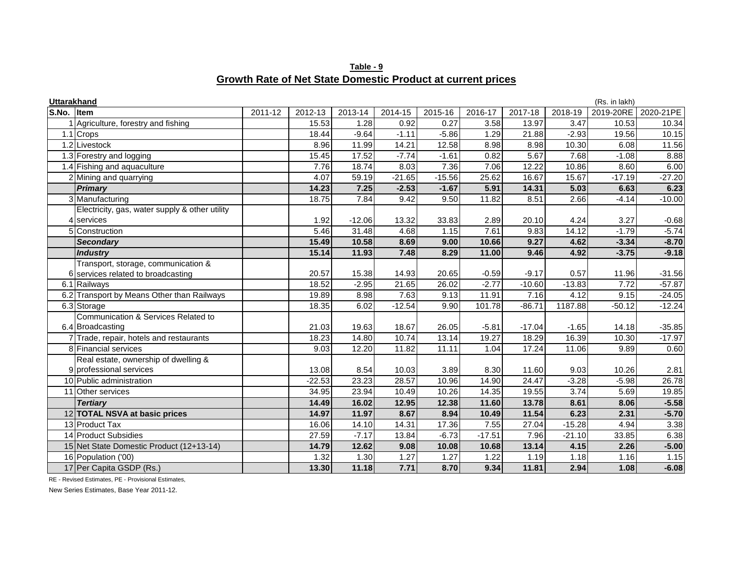**Table - 9**

**Growth Rate of Net State Domestic Product at current prices**

**Uttarakhand** (Rs. in lakh)

| S.No. | Item | 2011-12 | 2012-13 | 2013-14 | 2014-15 | 2015-16 | 2016-17 | 2017-18 | 2018-19 | 2019-20RE | 2020-21PE |
|---|---|---|---|---|---|---|---|---|---|---|---|
| 1 | Agriculture, forestry and fishing | | 15.53 | 1.28 | 0.92 | 0.27 | 3.58 | 13.97 | 3.47 | 10.53 | 10.34 |
| 1.1 | Crops | | 18.44 | -9.64 | -1.11 | -5.86 | 1.29 | 21.88 | -2.93 | 19.56 | 10.15 |
| 1.2 | Livestock | | 8.96 | 11.99 | 14.21 | 12.58 | 8.98 | 8.98 | 10.30 | 6.08 | 11.56 |
| 1.3 | Forestry and logging | | 15.45 | 17.52 | -7.74 | -1.61 | 0.82 | 5.67 | 7.68 | -1.08 | 8.88 |
| 1.4 | Fishing and aquaculture | | 7.76 | 18.74 | 8.03 | 7.36 | 7.06 | 12.22 | 10.86 | 8.60 | 6.00 |
| 2 | Mining and quarrying | | 4.07 | 59.19 | -21.65 | -15.56 | 25.62 | 16.67 | 15.67 | -17.19 | -27.20 |
| | ***Primary*** | | **14.23** | **7.25** | **-2.53** | **-1.67** | **5.91** | **14.31** | **5.03** | **6.63** | **6.23** |
| 3 | Manufacturing | | 18.75 | 7.84 | 9.42 | 9.50 | 11.82 | 8.51 | 2.66 | -4.14 | -10.00 |
| 4 | Electricity, gas, water supply & other utility services | | 1.92 | -12.06 | 13.32 | 33.83 | 2.89 | 20.10 | 4.24 | 3.27 | -0.68 |
| 5 | Construction | | 5.46 | 31.48 | 4.68 | 1.15 | 7.61 | 9.83 | 14.12 | -1.79 | -5.74 |
| | ***Secondary*** | | **15.49** | **10.58** | **8.69** | **9.00** | **10.66** | **9.27** | **4.62** | **-3.34** | **-8.70** |
| | ***Industry*** | | **15.14** | **11.93** | **7.48** | **8.29** | **11.00** | **9.46** | **4.92** | **-3.75** | **-9.18** |
| 6 | Transport, storage, communication & services related to broadcasting | | 20.57 | 15.38 | 14.93 | 20.65 | -0.59 | -9.17 | 0.57 | 11.96 | -31.56 |
| 6.1 | Railways | | 18.52 | -2.95 | 21.65 | 26.02 | -2.77 | -10.60 | -13.83 | 7.72 | -57.87 |
| 6.2 | Transport by Means Other than Railways | | 19.89 | 8.98 | 7.63 | 9.13 | 11.91 | 7.16 | 4.12 | 9.15 | -24.05 |
| 6.3 | Storage | | 18.35 | 6.02 | -12.54 | 9.90 | 101.78 | -86.71 | 1187.88 | -50.12 | -12.24 |
| 6.4 | Communication & Services Related to Broadcasting | | 21.03 | 19.63 | 18.67 | 26.05 | -5.81 | -17.04 | -1.65 | 14.18 | -35.85 |
| 7 | Trade, repair, hotels and restaurants | | 18.23 | 14.80 | 10.74 | 13.14 | 19.27 | 18.29 | 16.39 | 10.30 | -17.97 |
| 8 | Financial services | | 9.03 | 12.20 | 11.82 | 11.11 | 1.04 | 17.24 | 11.06 | 9.89 | 0.60 |
| 9 | Real estate, ownership of dwelling & professional services | | 13.08 | 8.54 | 10.03 | 3.89 | 8.30 | 11.60 | 9.03 | 10.26 | 2.81 |
| 10 | Public administration | | -22.53 | 23.23 | 28.57 | 10.96 | 14.90 | 24.47 | -3.28 | -5.98 | 26.78 |
| 11 | Other services | | 34.95 | 23.94 | 10.49 | 10.26 | 14.35 | 19.55 | 3.74 | 5.69 | 19.85 |
| | ***Tertiary*** | | **14.49** | **16.02** | **12.95** | **12.38** | **11.60** | **13.78** | **8.61** | **8.06** | **-5.58** |
| 12 | **TOTAL NSVA at basic prices** | | **14.97** | **11.97** | **8.67** | **8.94** | **10.49** | **11.54** | **6.23** | **2.31** | **-5.70** |
| 13 | Product Tax | | 16.06 | 14.10 | 14.31 | 17.36 | 7.55 | 27.04 | -15.28 | 4.94 | 3.38 |
| 14 | Product Subsidies | | 27.59 | -7.17 | 13.84 | -6.73 | -17.51 | 7.96 | -21.10 | 33.85 | 6.38 |
| 15 | Net State Domestic Product (12+13-14) | | **14.79** | **12.62** | **9.08** | **10.08** | **10.68** | **13.14** | **4.15** | **2.26** | **-5.00** |
| 16 | Population ('00) | | 1.32 | 1.30 | 1.27 | 1.27 | 1.22 | 1.19 | 1.18 | 1.16 | 1.15 |
| 17 | Per Capita GSDP (Rs.) | | **13.30** | **11.18** | **7.71** | **8.70** | **9.34** | **11.81** | **2.94** | **1.08** | **-6.08** |

RE - Revised Estimates, PE - Provisional Estimates,

New Series Estimates, Base Year 2011-12.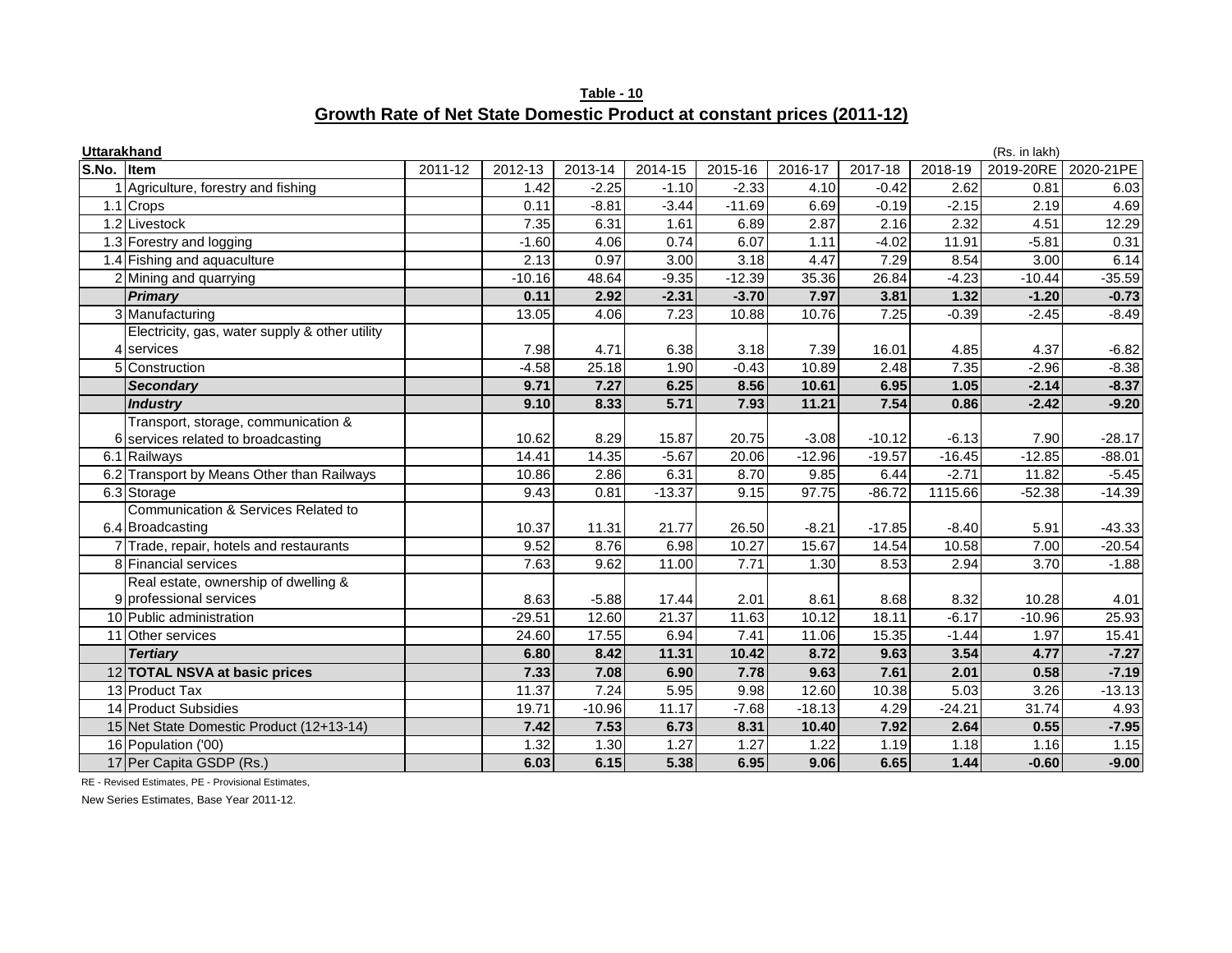**Table - 10**

**Growth Rate of Net State Domestic Product at constant prices (2011-12)**

**Uttarakhand** (Rs. in lakh)

| S.No. | Item | 2011-12 | 2012-13 | 2013-14 | 2014-15 | 2015-16 | 2016-17 | 2017-18 | 2018-19 | 2019-20RE | 2020-21PE |
|---|---|---|---|---|---|---|---|---|---|---|---|
| 1 | Agriculture, forestry and fishing | | 1.42 | -2.25 | -1.10 | -2.33 | 4.10 | -0.42 | 2.62 | 0.81 | 6.03 |
| 1.1 | Crops | | 0.11 | -8.81 | -3.44 | -11.69 | 6.69 | -0.19 | -2.15 | 2.19 | 4.69 |
| 1.2 | Livestock | | 7.35 | 6.31 | 1.61 | 6.89 | 2.87 | 2.16 | 2.32 | 4.51 | 12.29 |
| 1.3 | Forestry and logging | | -1.60 | 4.06 | 0.74 | 6.07 | 1.11 | -4.02 | 11.91 | -5.81 | 0.31 |
| 1.4 | Fishing and aquaculture | | 2.13 | 0.97 | 3.00 | 3.18 | 4.47 | 7.29 | 8.54 | 3.00 | 6.14 |
| 2 | Mining and quarrying | | -10.16 | 48.64 | -9.35 | -12.39 | 35.36 | 26.84 | -4.23 | -10.44 | -35.59 |
| | ***Primary*** | | **0.11** | **2.92** | **-2.31** | **-3.70** | **7.97** | **3.81** | **1.32** | **-1.20** | **-0.73** |
| 3 | Manufacturing | | 13.05 | 4.06 | 7.23 | 10.88 | 10.76 | 7.25 | -0.39 | -2.45 | -8.49 |
| 4 | Electricity, gas, water supply & other utility services | | 7.98 | 4.71 | 6.38 | 3.18 | 7.39 | 16.01 | 4.85 | 4.37 | -6.82 |
| 5 | Construction | | -4.58 | 25.18 | 1.90 | -0.43 | 10.89 | 2.48 | 7.35 | -2.96 | -8.38 |
| | ***Secondary*** | | **9.71** | **7.27** | **6.25** | **8.56** | **10.61** | **6.95** | **1.05** | **-2.14** | **-8.37** |
| | ***Industry*** | | **9.10** | **8.33** | **5.71** | **7.93** | **11.21** | **7.54** | **0.86** | **-2.42** | **-9.20** |
| 6 | Transport, storage, communication & services related to broadcasting | | 10.62 | 8.29 | 15.87 | 20.75 | -3.08 | -10.12 | -6.13 | 7.90 | -28.17 |
| 6.1 | Railways | | 14.41 | 14.35 | -5.67 | 20.06 | -12.96 | -19.57 | -16.45 | -12.85 | -88.01 |
| 6.2 | Transport by Means Other than Railways | | 10.86 | 2.86 | 6.31 | 8.70 | 9.85 | 6.44 | -2.71 | 11.82 | -5.45 |
| 6.3 | Storage | | 9.43 | 0.81 | -13.37 | 9.15 | 97.75 | -86.72 | 1115.66 | -52.38 | -14.39 |
| 6.4 | Communication & Services Related to Broadcasting | | 10.37 | 11.31 | 21.77 | 26.50 | -8.21 | -17.85 | -8.40 | 5.91 | -43.33 |
| 7 | Trade, repair, hotels and restaurants | | 9.52 | 8.76 | 6.98 | 10.27 | 15.67 | 14.54 | 10.58 | 7.00 | -20.54 |
| 8 | Financial services | | 7.63 | 9.62 | 11.00 | 7.71 | 1.30 | 8.53 | 2.94 | 3.70 | -1.88 |
| 9 | Real estate, ownership of dwelling & professional services | | 8.63 | -5.88 | 17.44 | 2.01 | 8.61 | 8.68 | 8.32 | 10.28 | 4.01 |
| 10 | Public administration | | -29.51 | 12.60 | 21.37 | 11.63 | 10.12 | 18.11 | -6.17 | -10.96 | 25.93 |
| 11 | Other services | | 24.60 | 17.55 | 6.94 | 7.41 | 11.06 | 15.35 | -1.44 | 1.97 | 15.41 |
| | ***Tertiary*** | | **6.80** | **8.42** | **11.31** | **10.42** | **8.72** | **9.63** | **3.54** | **4.77** | **-7.27** |
| 12 | **TOTAL NSVA at basic prices** | | **7.33** | **7.08** | **6.90** | **7.78** | **9.63** | **7.61** | **2.01** | **0.58** | **-7.19** |
| 13 | Product Tax | | 11.37 | 7.24 | 5.95 | 9.98 | 12.60 | 10.38 | 5.03 | 3.26 | -13.13 |
| 14 | Product Subsidies | | 19.71 | -10.96 | 11.17 | -7.68 | -18.13 | 4.29 | -24.21 | 31.74 | 4.93 |
| 15 | Net State Domestic Product (12+13-14) | | **7.42** | **7.53** | **6.73** | **8.31** | **10.40** | **7.92** | **2.64** | **0.55** | **-7.95** |
| 16 | Population ('00) | | 1.32 | 1.30 | 1.27 | 1.27 | 1.22 | 1.19 | 1.18 | 1.16 | 1.15 |
| 17 | Per Capita GSDP (Rs.) | | **6.03** | **6.15** | **5.38** | **6.95** | **9.06** | **6.65** | **1.44** | **-0.60** | **-9.00** |

RE - Revised Estimates, PE - Provisional Estimates,

New Series Estimates, Base Year 2011-12.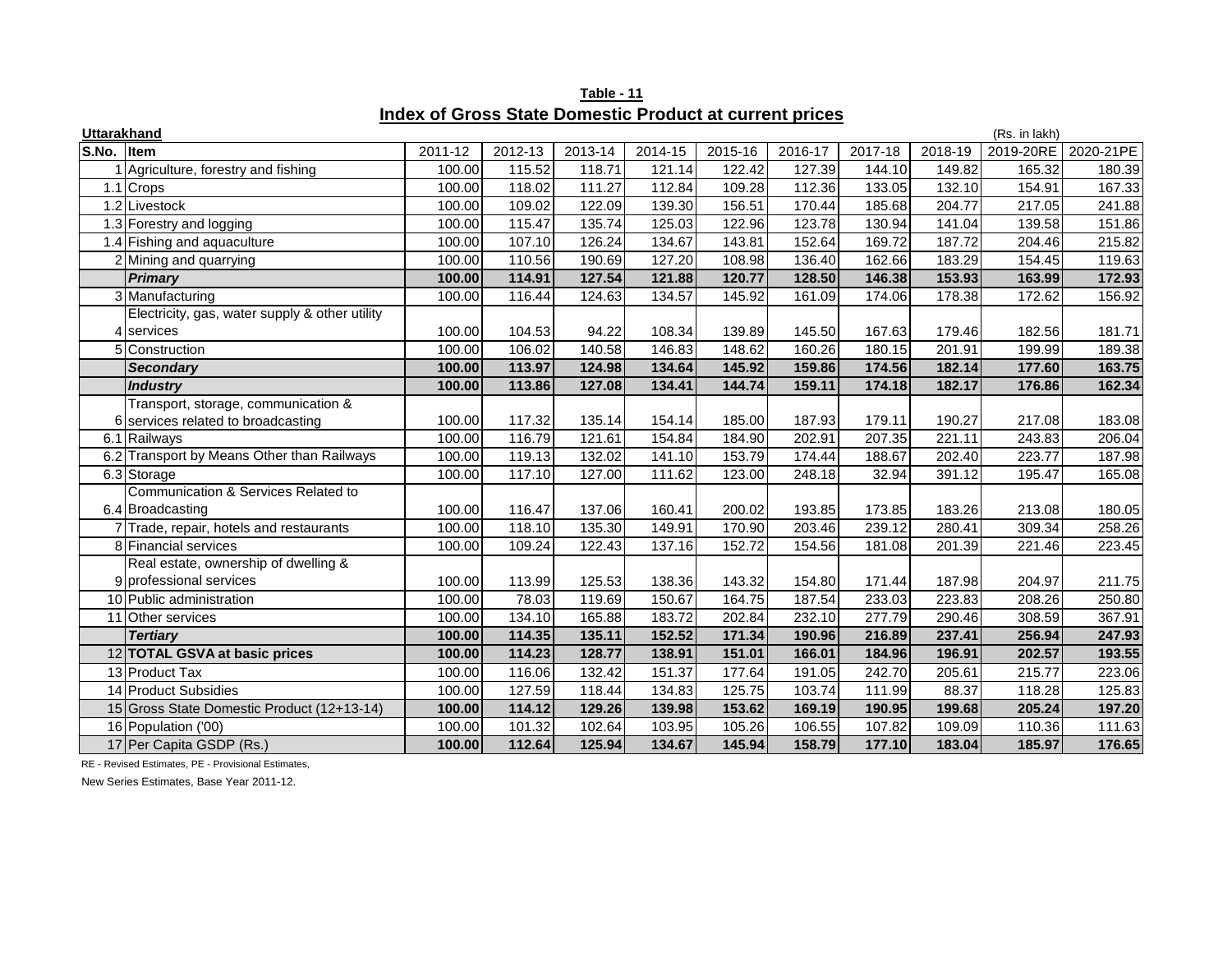**Table - 11**

## Index of Gross State Domestic Product at current prices

**Uttarakhand** (Rs. in lakh)

| S.No. | Item | 2011-12 | 2012-13 | 2013-14 | 2014-15 | 2015-16 | 2016-17 | 2017-18 | 2018-19 | 2019-20RE | 2020-21PE |
|---|---|---|---|---|---|---|---|---|---|---|---|
| 1 | Agriculture, forestry and fishing | 100.00 | 115.52 | 118.71 | 121.14 | 122.42 | 127.39 | 144.10 | 149.82 | 165.32 | 180.39 |
| 1.1 | Crops | 100.00 | 118.02 | 111.27 | 112.84 | 109.28 | 112.36 | 133.05 | 132.10 | 154.91 | 167.33 |
| 1.2 | Livestock | 100.00 | 109.02 | 122.09 | 139.30 | 156.51 | 170.44 | 185.68 | 204.77 | 217.05 | 241.88 |
| 1.3 | Forestry and logging | 100.00 | 115.47 | 135.74 | 125.03 | 122.96 | 123.78 | 130.94 | 141.04 | 139.58 | 151.86 |
| 1.4 | Fishing and aquaculture | 100.00 | 107.10 | 126.24 | 134.67 | 143.81 | 152.64 | 169.72 | 187.72 | 204.46 | 215.82 |
| 2 | Mining and quarrying | 100.00 | 110.56 | 190.69 | 127.20 | 108.98 | 136.40 | 162.66 | 183.29 | 154.45 | 119.63 |
| | ***Primary*** | **100.00** | **114.91** | **127.54** | **121.88** | **120.77** | **128.50** | **146.38** | **153.93** | **163.99** | **172.93** |
| 3 | Manufacturing | 100.00 | 116.44 | 124.63 | 134.57 | 145.92 | 161.09 | 174.06 | 178.38 | 172.62 | 156.92 |
| 4 | Electricity, gas, water supply & other utility services | 100.00 | 104.53 | 94.22 | 108.34 | 139.89 | 145.50 | 167.63 | 179.46 | 182.56 | 181.71 |
| 5 | Construction | 100.00 | 106.02 | 140.58 | 146.83 | 148.62 | 160.26 | 180.15 | 201.91 | 199.99 | 189.38 |
| | ***Secondary*** | **100.00** | **113.97** | **124.98** | **134.64** | **145.92** | **159.86** | **174.56** | **182.14** | **177.60** | **163.75** |
| | ***Industry*** | **100.00** | **113.86** | **127.08** | **134.41** | **144.74** | **159.11** | **174.18** | **182.17** | **176.86** | **162.34** |
| 6 | Transport, storage, communication & services related to broadcasting | 100.00 | 117.32 | 135.14 | 154.14 | 185.00 | 187.93 | 179.11 | 190.27 | 217.08 | 183.08 |
| 6.1 | Railways | 100.00 | 116.79 | 121.61 | 154.84 | 184.90 | 202.91 | 207.35 | 221.11 | 243.83 | 206.04 |
| 6.2 | Transport by Means Other than Railways | 100.00 | 119.13 | 132.02 | 141.10 | 153.79 | 174.44 | 188.67 | 202.40 | 223.77 | 187.98 |
| 6.3 | Storage | 100.00 | 117.10 | 127.00 | 111.62 | 123.00 | 248.18 | 32.94 | 391.12 | 195.47 | 165.08 |
| 6.4 | Communication & Services Related to Broadcasting | 100.00 | 116.47 | 137.06 | 160.41 | 200.02 | 193.85 | 173.85 | 183.26 | 213.08 | 180.05 |
| 7 | Trade, repair, hotels and restaurants | 100.00 | 118.10 | 135.30 | 149.91 | 170.90 | 203.46 | 239.12 | 280.41 | 309.34 | 258.26 |
| 8 | Financial services | 100.00 | 109.24 | 122.43 | 137.16 | 152.72 | 154.56 | 181.08 | 201.39 | 221.46 | 223.45 |
| 9 | Real estate, ownership of dwelling & professional services | 100.00 | 113.99 | 125.53 | 138.36 | 143.32 | 154.80 | 171.44 | 187.98 | 204.97 | 211.75 |
| 10 | Public administration | 100.00 | 78.03 | 119.69 | 150.67 | 164.75 | 187.54 | 233.03 | 223.83 | 208.26 | 250.80 |
| 11 | Other services | 100.00 | 134.10 | 165.88 | 183.72 | 202.84 | 232.10 | 277.79 | 290.46 | 308.59 | 367.91 |
| | ***Tertiary*** | **100.00** | **114.35** | **135.11** | **152.52** | **171.34** | **190.96** | **216.89** | **237.41** | **256.94** | **247.93** |
| 12 | **TOTAL GSVA at basic prices** | **100.00** | **114.23** | **128.77** | **138.91** | **151.01** | **166.01** | **184.96** | **196.91** | **202.57** | **193.55** |
| 13 | Product Tax | 100.00 | 116.06 | 132.42 | 151.37 | 177.64 | 191.05 | 242.70 | 205.61 | 215.77 | 223.06 |
| 14 | Product Subsidies | 100.00 | 127.59 | 118.44 | 134.83 | 125.75 | 103.74 | 111.99 | 88.37 | 118.28 | 125.83 |
| 15 | Gross State Domestic Product (12+13-14) | **100.00** | **114.12** | **129.26** | **139.98** | **153.62** | **169.19** | **190.95** | **199.68** | **205.24** | **197.20** |
| 16 | Population ('00) | 100.00 | 101.32 | 102.64 | 103.95 | 105.26 | 106.55 | 107.82 | 109.09 | 110.36 | 111.63 |
| 17 | Per Capita GSDP (Rs.) | **100.00** | **112.64** | **125.94** | **134.67** | **145.94** | **158.79** | **177.10** | **183.04** | **185.97** | **176.65** |

RE - Revised Estimates, PE - Provisional Estimates,

New Series Estimates, Base Year 2011-12.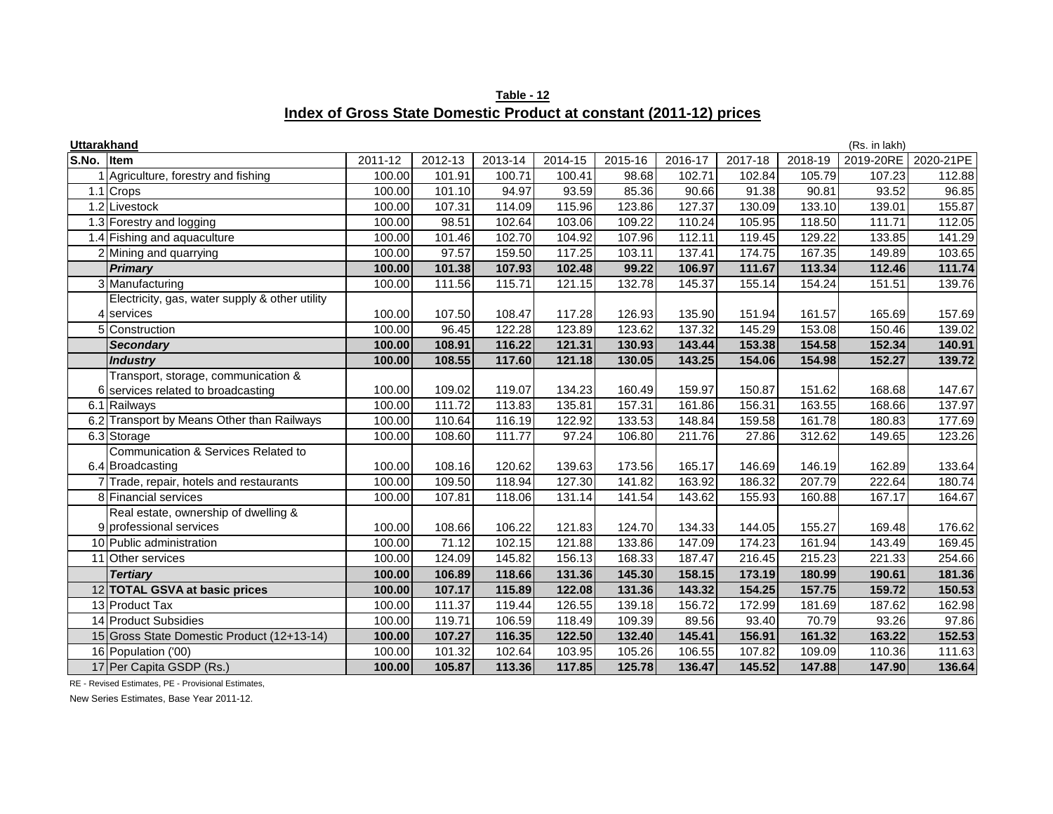**Table - 12**

## Index of Gross State Domestic Product at constant (2011-12) prices

**Uttarakhand** (Rs. in lakh)

| S.No. | Item | 2011-12 | 2012-13 | 2013-14 | 2014-15 | 2015-16 | 2016-17 | 2017-18 | 2018-19 | 2019-20RE | 2020-21PE |
|---|---|---|---|---|---|---|---|---|---|---|---|
| 1 | Agriculture, forestry and fishing | 100.00 | 101.91 | 100.71 | 100.41 | 98.68 | 102.71 | 102.84 | 105.79 | 107.23 | 112.88 |
| 1.1 | Crops | 100.00 | 101.10 | 94.97 | 93.59 | 85.36 | 90.66 | 91.38 | 90.81 | 93.52 | 96.85 |
| 1.2 | Livestock | 100.00 | 107.31 | 114.09 | 115.96 | 123.86 | 127.37 | 130.09 | 133.10 | 139.01 | 155.87 |
| 1.3 | Forestry and logging | 100.00 | 98.51 | 102.64 | 103.06 | 109.22 | 110.24 | 105.95 | 118.50 | 111.71 | 112.05 |
| 1.4 | Fishing and aquaculture | 100.00 | 101.46 | 102.70 | 104.92 | 107.96 | 112.11 | 119.45 | 129.22 | 133.85 | 141.29 |
| 2 | Mining and quarrying | 100.00 | 97.57 | 159.50 | 117.25 | 103.11 | 137.41 | 174.75 | 167.35 | 149.89 | 103.65 |
| | ***Primary*** | **100.00** | **101.38** | **107.93** | **102.48** | **99.22** | **106.97** | **111.67** | **113.34** | **112.46** | **111.74** |
| 3 | Manufacturing | 100.00 | 111.56 | 115.71 | 121.15 | 132.78 | 145.37 | 155.14 | 154.24 | 151.51 | 139.76 |
| 4 | Electricity, gas, water supply & other utility services | 100.00 | 107.50 | 108.47 | 117.28 | 126.93 | 135.90 | 151.94 | 161.57 | 165.69 | 157.69 |
| 5 | Construction | 100.00 | 96.45 | 122.28 | 123.89 | 123.62 | 137.32 | 145.29 | 153.08 | 150.46 | 139.02 |
| | ***Secondary*** | **100.00** | **108.91** | **116.22** | **121.31** | **130.93** | **143.44** | **153.38** | **154.58** | **152.34** | **140.91** |
| | ***Industry*** | **100.00** | **108.55** | **117.60** | **121.18** | **130.05** | **143.25** | **154.06** | **154.98** | **152.27** | **139.72** |
| 6 | Transport, storage, communication & services related to broadcasting | 100.00 | 109.02 | 119.07 | 134.23 | 160.49 | 159.97 | 150.87 | 151.62 | 168.68 | 147.67 |
| 6.1 | Railways | 100.00 | 111.72 | 113.83 | 135.81 | 157.31 | 161.86 | 156.31 | 163.55 | 168.66 | 137.97 |
| 6.2 | Transport by Means Other than Railways | 100.00 | 110.64 | 116.19 | 122.92 | 133.53 | 148.84 | 159.58 | 161.78 | 180.83 | 177.69 |
| 6.3 | Storage | 100.00 | 108.60 | 111.77 | 97.24 | 106.80 | 211.76 | 27.86 | 312.62 | 149.65 | 123.26 |
| 6.4 | Communication & Services Related to Broadcasting | 100.00 | 108.16 | 120.62 | 139.63 | 173.56 | 165.17 | 146.69 | 146.19 | 162.89 | 133.64 |
| 7 | Trade, repair, hotels and restaurants | 100.00 | 109.50 | 118.94 | 127.30 | 141.82 | 163.92 | 186.32 | 207.79 | 222.64 | 180.74 |
| 8 | Financial services | 100.00 | 107.81 | 118.06 | 131.14 | 141.54 | 143.62 | 155.93 | 160.88 | 167.17 | 164.67 |
| 9 | Real estate, ownership of dwelling & professional services | 100.00 | 108.66 | 106.22 | 121.83 | 124.70 | 134.33 | 144.05 | 155.27 | 169.48 | 176.62 |
| 10 | Public administration | 100.00 | 71.12 | 102.15 | 121.88 | 133.86 | 147.09 | 174.23 | 161.94 | 143.49 | 169.45 |
| 11 | Other services | 100.00 | 124.09 | 145.82 | 156.13 | 168.33 | 187.47 | 216.45 | 215.23 | 221.33 | 254.66 |
| | ***Tertiary*** | **100.00** | **106.89** | **118.66** | **131.36** | **145.30** | **158.15** | **173.19** | **180.99** | **190.61** | **181.36** |
| 12 | **TOTAL GSVA at basic prices** | **100.00** | **107.17** | **115.89** | **122.08** | **131.36** | **143.32** | **154.25** | **157.75** | **159.72** | **150.53** |
| 13 | Product Tax | 100.00 | 111.37 | 119.44 | 126.55 | 139.18 | 156.72 | 172.99 | 181.69 | 187.62 | 162.98 |
| 14 | Product Subsidies | 100.00 | 119.71 | 106.59 | 118.49 | 109.39 | 89.56 | 93.40 | 70.79 | 93.26 | 97.86 |
| 15 | Gross State Domestic Product (12+13-14) | **100.00** | **107.27** | **116.35** | **122.50** | **132.40** | **145.41** | **156.91** | **161.32** | **163.22** | **152.53** |
| 16 | Population ('00) | 100.00 | 101.32 | 102.64 | 103.95 | 105.26 | 106.55 | 107.82 | 109.09 | 110.36 | 111.63 |
| 17 | Per Capita GSDP (Rs.) | **100.00** | **105.87** | **113.36** | **117.85** | **125.78** | **136.47** | **145.52** | **147.88** | **147.90** | **136.64** |

RE - Revised Estimates, PE - Provisional Estimates,

New Series Estimates, Base Year 2011-12.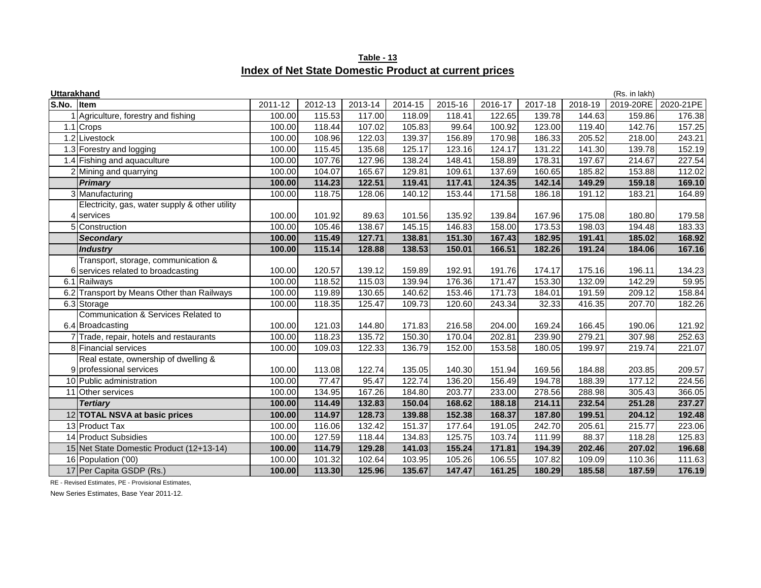**Table - 13**

## Index of Net State Domestic Product at current prices

**Uttarakhand** (Rs. in lakh)

| S.No. | Item | 2011-12 | 2012-13 | 2013-14 | 2014-15 | 2015-16 | 2016-17 | 2017-18 | 2018-19 | 2019-20RE | 2020-21PE |
|---|---|---|---|---|---|---|---|---|---|---|---|
| 1 | Agriculture, forestry and fishing | 100.00 | 115.53 | 117.00 | 118.09 | 118.41 | 122.65 | 139.78 | 144.63 | 159.86 | 176.38 |
| 1.1 | Crops | 100.00 | 118.44 | 107.02 | 105.83 | 99.64 | 100.92 | 123.00 | 119.40 | 142.76 | 157.25 |
| 1.2 | Livestock | 100.00 | 108.96 | 122.03 | 139.37 | 156.89 | 170.98 | 186.33 | 205.52 | 218.00 | 243.21 |
| 1.3 | Forestry and logging | 100.00 | 115.45 | 135.68 | 125.17 | 123.16 | 124.17 | 131.22 | 141.30 | 139.78 | 152.19 |
| 1.4 | Fishing and aquaculture | 100.00 | 107.76 | 127.96 | 138.24 | 148.41 | 158.89 | 178.31 | 197.67 | 214.67 | 227.54 |
| 2 | Mining and quarrying | 100.00 | 104.07 | 165.67 | 129.81 | 109.61 | 137.69 | 160.65 | 185.82 | 153.88 | 112.02 |
| | ***Primary*** | **100.00** | **114.23** | **122.51** | **119.41** | **117.41** | **124.35** | **142.14** | **149.29** | **159.18** | **169.10** |
| 3 | Manufacturing | 100.00 | 118.75 | 128.06 | 140.12 | 153.44 | 171.58 | 186.18 | 191.12 | 183.21 | 164.89 |
| 4 | Electricity, gas, water supply & other utility services | 100.00 | 101.92 | 89.63 | 101.56 | 135.92 | 139.84 | 167.96 | 175.08 | 180.80 | 179.58 |
| 5 | Construction | 100.00 | 105.46 | 138.67 | 145.15 | 146.83 | 158.00 | 173.53 | 198.03 | 194.48 | 183.33 |
| | ***Secondary*** | **100.00** | **115.49** | **127.71** | **138.81** | **151.30** | **167.43** | **182.95** | **191.41** | **185.02** | **168.92** |
| | ***Industry*** | **100.00** | **115.14** | **128.88** | **138.53** | **150.01** | **166.51** | **182.26** | **191.24** | **184.06** | **167.16** |
| 6 | Transport, storage, communication & services related to broadcasting | 100.00 | 120.57 | 139.12 | 159.89 | 192.91 | 191.76 | 174.17 | 175.16 | 196.11 | 134.23 |
| 6.1 | Railways | 100.00 | 118.52 | 115.03 | 139.94 | 176.36 | 171.47 | 153.30 | 132.09 | 142.29 | 59.95 |
| 6.2 | Transport by Means Other than Railways | 100.00 | 119.89 | 130.65 | 140.62 | 153.46 | 171.73 | 184.01 | 191.59 | 209.12 | 158.84 |
| 6.3 | Storage | 100.00 | 118.35 | 125.47 | 109.73 | 120.60 | 243.34 | 32.33 | 416.35 | 207.70 | 182.26 |
| 6.4 | Communication & Services Related to Broadcasting | 100.00 | 121.03 | 144.80 | 171.83 | 216.58 | 204.00 | 169.24 | 166.45 | 190.06 | 121.92 |
| 7 | Trade, repair, hotels and restaurants | 100.00 | 118.23 | 135.72 | 150.30 | 170.04 | 202.81 | 239.90 | 279.21 | 307.98 | 252.63 |
| 8 | Financial services | 100.00 | 109.03 | 122.33 | 136.79 | 152.00 | 153.58 | 180.05 | 199.97 | 219.74 | 221.07 |
| 9 | Real estate, ownership of dwelling & professional services | 100.00 | 113.08 | 122.74 | 135.05 | 140.30 | 151.94 | 169.56 | 184.88 | 203.85 | 209.57 |
| 10 | Public administration | 100.00 | 77.47 | 95.47 | 122.74 | 136.20 | 156.49 | 194.78 | 188.39 | 177.12 | 224.56 |
| 11 | Other services | 100.00 | 134.95 | 167.26 | 184.80 | 203.77 | 233.00 | 278.56 | 288.98 | 305.43 | 366.05 |
| | ***Tertiary*** | **100.00** | **114.49** | **132.83** | **150.04** | **168.62** | **188.18** | **214.11** | **232.54** | **251.28** | **237.27** |
| 12 | **TOTAL NSVA at basic prices** | **100.00** | **114.97** | **128.73** | **139.88** | **152.38** | **168.37** | **187.80** | **199.51** | **204.12** | **192.48** |
| 13 | Product Tax | 100.00 | 116.06 | 132.42 | 151.37 | 177.64 | 191.05 | 242.70 | 205.61 | 215.77 | 223.06 |
| 14 | Product Subsidies | 100.00 | 127.59 | 118.44 | 134.83 | 125.75 | 103.74 | 111.99 | 88.37 | 118.28 | 125.83 |
| 15 | Net State Domestic Product (12+13-14) | **100.00** | **114.79** | **129.28** | **141.03** | **155.24** | **171.81** | **194.39** | **202.46** | **207.02** | **196.68** |
| 16 | Population ('00) | 100.00 | 101.32 | 102.64 | 103.95 | 105.26 | 106.55 | 107.82 | 109.09 | 110.36 | 111.63 |
| 17 | Per Capita GSDP (Rs.) | **100.00** | **113.30** | **125.96** | **135.67** | **147.47** | **161.25** | **180.29** | **185.58** | **187.59** | **176.19** |

RE - Revised Estimates, PE - Provisional Estimates,

New Series Estimates, Base Year 2011-12.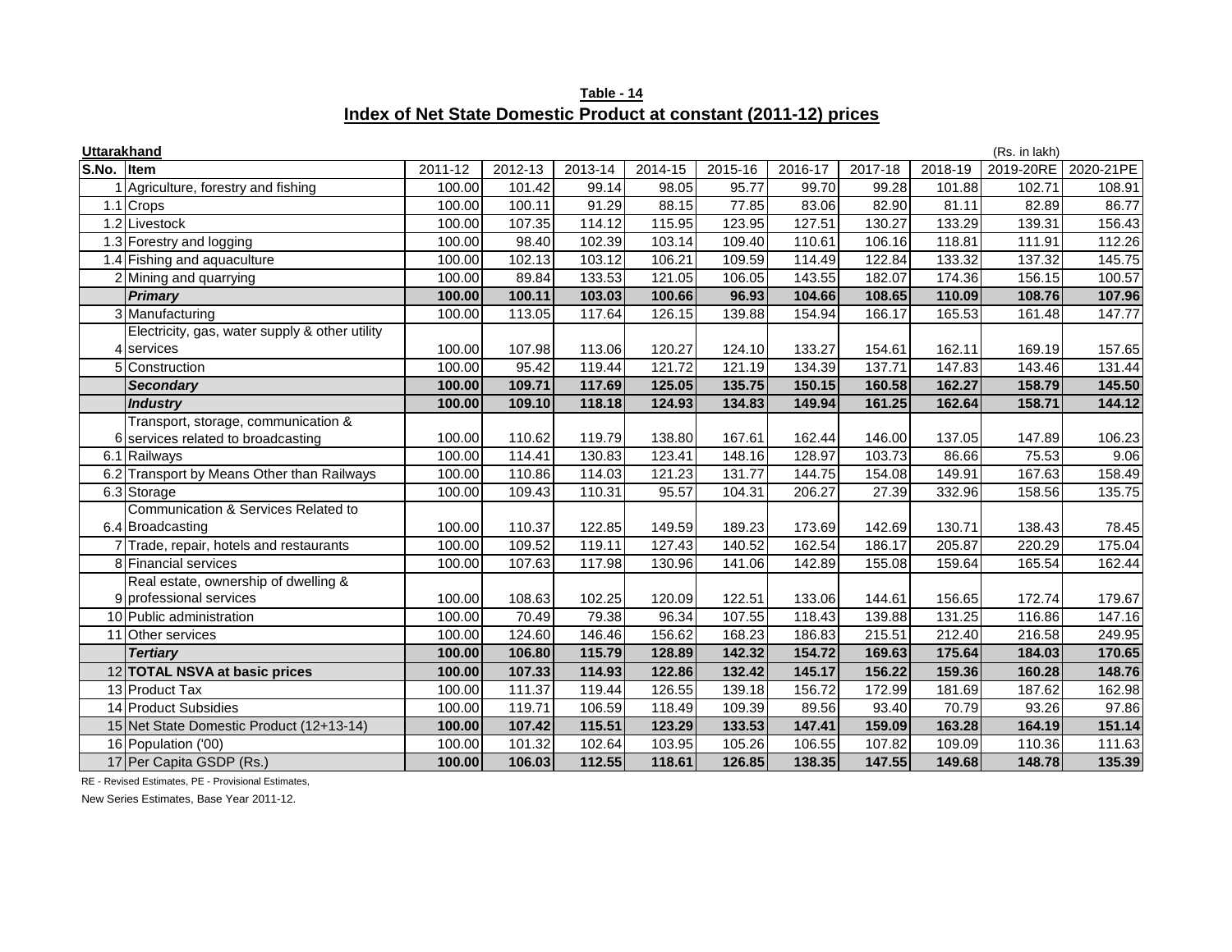**Table - 14**

**Index of Net State Domestic Product at constant (2011-12) prices**

**Uttarakhand** (Rs. in lakh)

| S.No. | Item | 2011-12 | 2012-13 | 2013-14 | 2014-15 | 2015-16 | 2016-17 | 2017-18 | 2018-19 | 2019-20RE | 2020-21PE |
|---|---|---|---|---|---|---|---|---|---|---|---|
| 1 | Agriculture, forestry and fishing | 100.00 | 101.42 | 99.14 | 98.05 | 95.77 | 99.70 | 99.28 | 101.88 | 102.71 | 108.91 |
| 1.1 | Crops | 100.00 | 100.11 | 91.29 | 88.15 | 77.85 | 83.06 | 82.90 | 81.11 | 82.89 | 86.77 |
| 1.2 | Livestock | 100.00 | 107.35 | 114.12 | 115.95 | 123.95 | 127.51 | 130.27 | 133.29 | 139.31 | 156.43 |
| 1.3 | Forestry and logging | 100.00 | 98.40 | 102.39 | 103.14 | 109.40 | 110.61 | 106.16 | 118.81 | 111.91 | 112.26 |
| 1.4 | Fishing and aquaculture | 100.00 | 102.13 | 103.12 | 106.21 | 109.59 | 114.49 | 122.84 | 133.32 | 137.32 | 145.75 |
| 2 | Mining and quarrying | 100.00 | 89.84 | 133.53 | 121.05 | 106.05 | 143.55 | 182.07 | 174.36 | 156.15 | 100.57 |
| | ***Primary*** | **100.00** | **100.11** | **103.03** | **100.66** | **96.93** | **104.66** | **108.65** | **110.09** | **108.76** | **107.96** |
| 3 | Manufacturing | 100.00 | 113.05 | 117.64 | 126.15 | 139.88 | 154.94 | 166.17 | 165.53 | 161.48 | 147.77 |
| 4 | Electricity, gas, water supply & other utility services | 100.00 | 107.98 | 113.06 | 120.27 | 124.10 | 133.27 | 154.61 | 162.11 | 169.19 | 157.65 |
| 5 | Construction | 100.00 | 95.42 | 119.44 | 121.72 | 121.19 | 134.39 | 137.71 | 147.83 | 143.46 | 131.44 |
| | ***Secondary*** | **100.00** | **109.71** | **117.69** | **125.05** | **135.75** | **150.15** | **160.58** | **162.27** | **158.79** | **145.50** |
| | ***Industry*** | **100.00** | **109.10** | **118.18** | **124.93** | **134.83** | **149.94** | **161.25** | **162.64** | **158.71** | **144.12** |
| 6 | Transport, storage, communication & services related to broadcasting | 100.00 | 110.62 | 119.79 | 138.80 | 167.61 | 162.44 | 146.00 | 137.05 | 147.89 | 106.23 |
| 6.1 | Railways | 100.00 | 114.41 | 130.83 | 123.41 | 148.16 | 128.97 | 103.73 | 86.66 | 75.53 | 9.06 |
| 6.2 | Transport by Means Other than Railways | 100.00 | 110.86 | 114.03 | 121.23 | 131.77 | 144.75 | 154.08 | 149.91 | 167.63 | 158.49 |
| 6.3 | Storage | 100.00 | 109.43 | 110.31 | 95.57 | 104.31 | 206.27 | 27.39 | 332.96 | 158.56 | 135.75 |
| 6.4 | Communication & Services Related to Broadcasting | 100.00 | 110.37 | 122.85 | 149.59 | 189.23 | 173.69 | 142.69 | 130.71 | 138.43 | 78.45 |
| 7 | Trade, repair, hotels and restaurants | 100.00 | 109.52 | 119.11 | 127.43 | 140.52 | 162.54 | 186.17 | 205.87 | 220.29 | 175.04 |
| 8 | Financial services | 100.00 | 107.63 | 117.98 | 130.96 | 141.06 | 142.89 | 155.08 | 159.64 | 165.54 | 162.44 |
| 9 | Real estate, ownership of dwelling & professional services | 100.00 | 108.63 | 102.25 | 120.09 | 122.51 | 133.06 | 144.61 | 156.65 | 172.74 | 179.67 |
| 10 | Public administration | 100.00 | 70.49 | 79.38 | 96.34 | 107.55 | 118.43 | 139.88 | 131.25 | 116.86 | 147.16 |
| 11 | Other services | 100.00 | 124.60 | 146.46 | 156.62 | 168.23 | 186.83 | 215.51 | 212.40 | 216.58 | 249.95 |
| | ***Tertiary*** | **100.00** | **106.80** | **115.79** | **128.89** | **142.32** | **154.72** | **169.63** | **175.64** | **184.03** | **170.65** |
| 12 | **TOTAL NSVA at basic prices** | **100.00** | **107.33** | **114.93** | **122.86** | **132.42** | **145.17** | **156.22** | **159.36** | **160.28** | **148.76** |
| 13 | Product Tax | 100.00 | 111.37 | 119.44 | 126.55 | 139.18 | 156.72 | 172.99 | 181.69 | 187.62 | 162.98 |
| 14 | Product Subsidies | 100.00 | 119.71 | 106.59 | 118.49 | 109.39 | 89.56 | 93.40 | 70.79 | 93.26 | 97.86 |
| 15 | Net State Domestic Product (12+13-14) | **100.00** | **107.42** | **115.51** | **123.29** | **133.53** | **147.41** | **159.09** | **163.28** | **164.19** | **151.14** |
| 16 | Population ('00) | 100.00 | 101.32 | 102.64 | 103.95 | 105.26 | 106.55 | 107.82 | 109.09 | 110.36 | 111.63 |
| 17 | Per Capita GSDP (Rs.) | **100.00** | **106.03** | **112.55** | **118.61** | **126.85** | **138.35** | **147.55** | **149.68** | **148.78** | **135.39** |

RE - Revised Estimates, PE - Provisional Estimates,

New Series Estimates, Base Year 2011-12.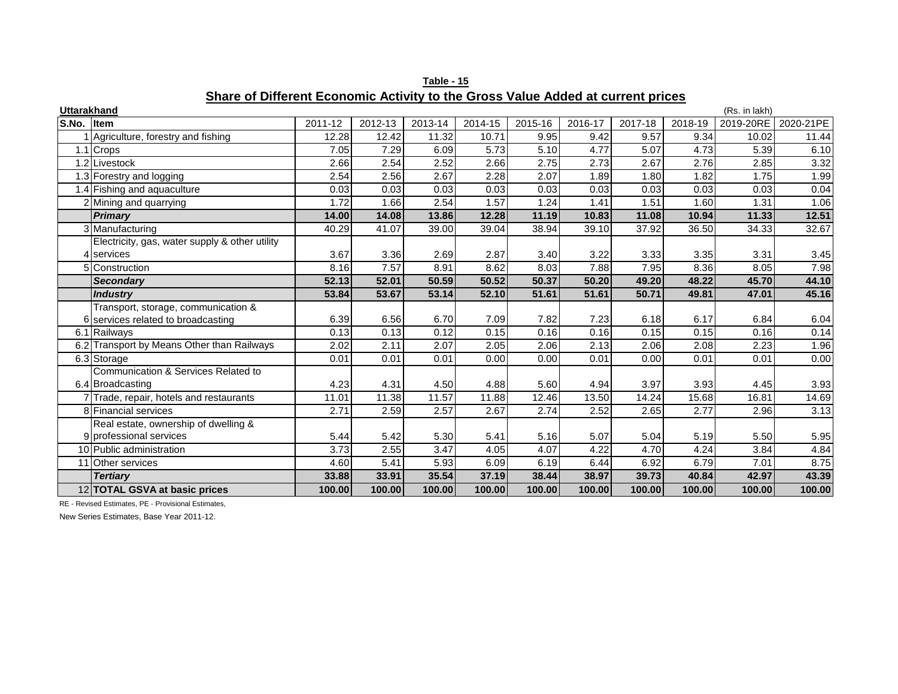**Table - 15**

## Share of Different Economic Activity to the Gross Value Added at current prices

**Uttarakhand** (Rs. in lakh)

| S.No. | Item | 2011-12 | 2012-13 | 2013-14 | 2014-15 | 2015-16 | 2016-17 | 2017-18 | 2018-19 | 2019-20RE | 2020-21PE |
|---|---|---|---|---|---|---|---|---|---|---|---|
| 1 | Agriculture, forestry and fishing | 12.28 | 12.42 | 11.32 | 10.71 | 9.95 | 9.42 | 9.57 | 9.34 | 10.02 | 11.44 |
| 1.1 | Crops | 7.05 | 7.29 | 6.09 | 5.73 | 5.10 | 4.77 | 5.07 | 4.73 | 5.39 | 6.10 |
| 1.2 | Livestock | 2.66 | 2.54 | 2.52 | 2.66 | 2.75 | 2.73 | 2.67 | 2.76 | 2.85 | 3.32 |
| 1.3 | Forestry and logging | 2.54 | 2.56 | 2.67 | 2.28 | 2.07 | 1.89 | 1.80 | 1.82 | 1.75 | 1.99 |
| 1.4 | Fishing and aquaculture | 0.03 | 0.03 | 0.03 | 0.03 | 0.03 | 0.03 | 0.03 | 0.03 | 0.03 | 0.04 |
| 2 | Mining and quarrying | 1.72 | 1.66 | 2.54 | 1.57 | 1.24 | 1.41 | 1.51 | 1.60 | 1.31 | 1.06 |
| | ***Primary*** | **14.00** | **14.08** | **13.86** | **12.28** | **11.19** | **10.83** | **11.08** | **10.94** | **11.33** | **12.51** |
| 3 | Manufacturing | 40.29 | 41.07 | 39.00 | 39.04 | 38.94 | 39.10 | 37.92 | 36.50 | 34.33 | 32.67 |
| 4 | Electricity, gas, water supply & other utility services | 3.67 | 3.36 | 2.69 | 2.87 | 3.40 | 3.22 | 3.33 | 3.35 | 3.31 | 3.45 |
| 5 | Construction | 8.16 | 7.57 | 8.91 | 8.62 | 8.03 | 7.88 | 7.95 | 8.36 | 8.05 | 7.98 |
| | ***Secondary*** | **52.13** | **52.01** | **50.59** | **50.52** | **50.37** | **50.20** | **49.20** | **48.22** | **45.70** | **44.10** |
| | ***Industry*** | **53.84** | **53.67** | **53.14** | **52.10** | **51.61** | **51.61** | **50.71** | **49.81** | **47.01** | **45.16** |
| 6 | Transport, storage, communication & services related to broadcasting | 6.39 | 6.56 | 6.70 | 7.09 | 7.82 | 7.23 | 6.18 | 6.17 | 6.84 | 6.04 |
| 6.1 | Railways | 0.13 | 0.13 | 0.12 | 0.15 | 0.16 | 0.16 | 0.15 | 0.15 | 0.16 | 0.14 |
| 6.2 | Transport by Means Other than Railways | 2.02 | 2.11 | 2.07 | 2.05 | 2.06 | 2.13 | 2.06 | 2.08 | 2.23 | 1.96 |
| 6.3 | Storage | 0.01 | 0.01 | 0.01 | 0.00 | 0.00 | 0.01 | 0.00 | 0.01 | 0.01 | 0.00 |
| 6.4 | Communication & Services Related to Broadcasting | 4.23 | 4.31 | 4.50 | 4.88 | 5.60 | 4.94 | 3.97 | 3.93 | 4.45 | 3.93 |
| 7 | Trade, repair, hotels and restaurants | 11.01 | 11.38 | 11.57 | 11.88 | 12.46 | 13.50 | 14.24 | 15.68 | 16.81 | 14.69 |
| 8 | Financial services | 2.71 | 2.59 | 2.57 | 2.67 | 2.74 | 2.52 | 2.65 | 2.77 | 2.96 | 3.13 |
| 9 | Real estate, ownership of dwelling & professional services | 5.44 | 5.42 | 5.30 | 5.41 | 5.16 | 5.07 | 5.04 | 5.19 | 5.50 | 5.95 |
| 10 | Public administration | 3.73 | 2.55 | 3.47 | 4.05 | 4.07 | 4.22 | 4.70 | 4.24 | 3.84 | 4.84 |
| 11 | Other services | 4.60 | 5.41 | 5.93 | 6.09 | 6.19 | 6.44 | 6.92 | 6.79 | 7.01 | 8.75 |
| | ***Tertiary*** | **33.88** | **33.91** | **35.54** | **37.19** | **38.44** | **38.97** | **39.73** | **40.84** | **42.97** | **43.39** |
| 12 | **TOTAL GSVA at basic prices** | **100.00** | **100.00** | **100.00** | **100.00** | **100.00** | **100.00** | **100.00** | **100.00** | **100.00** | **100.00** |

RE - Revised Estimates, PE - Provisional Estimates,

New Series Estimates, Base Year 2011-12.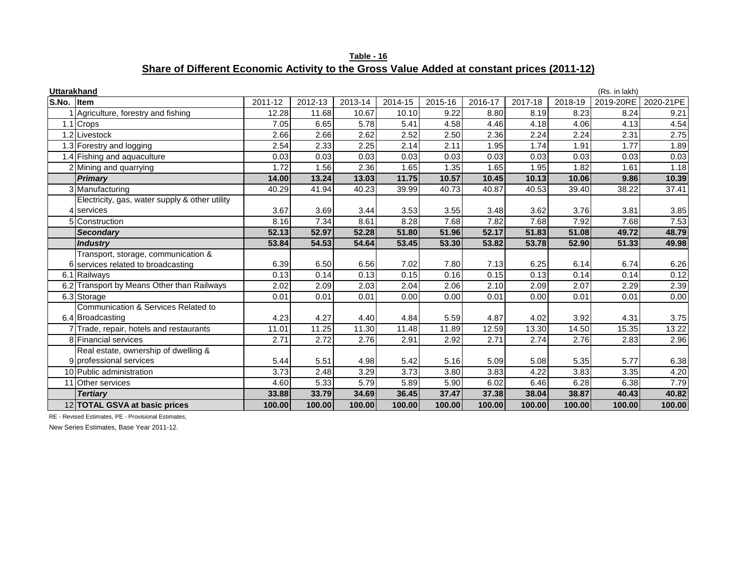**Table - 16**

**Share of Different Economic Activity to the Gross Value Added at constant prices (2011-12)**

**Uttarakhand** (Rs. in lakh)

| S.No. | Item | 2011-12 | 2012-13 | 2013-14 | 2014-15 | 2015-16 | 2016-17 | 2017-18 | 2018-19 | 2019-20RE | 2020-21PE |
|---|---|---|---|---|---|---|---|---|---|---|---|
| 1 | Agriculture, forestry and fishing | 12.28 | 11.68 | 10.67 | 10.10 | 9.22 | 8.80 | 8.19 | 8.23 | 8.24 | 9.21 |
| 1.1 | Crops | 7.05 | 6.65 | 5.78 | 5.41 | 4.58 | 4.46 | 4.18 | 4.06 | 4.13 | 4.54 |
| 1.2 | Livestock | 2.66 | 2.66 | 2.62 | 2.52 | 2.50 | 2.36 | 2.24 | 2.24 | 2.31 | 2.75 |
| 1.3 | Forestry and logging | 2.54 | 2.33 | 2.25 | 2.14 | 2.11 | 1.95 | 1.74 | 1.91 | 1.77 | 1.89 |
| 1.4 | Fishing and aquaculture | 0.03 | 0.03 | 0.03 | 0.03 | 0.03 | 0.03 | 0.03 | 0.03 | 0.03 | 0.03 |
| 2 | Mining and quarrying | 1.72 | 1.56 | 2.36 | 1.65 | 1.35 | 1.65 | 1.95 | 1.82 | 1.61 | 1.18 |
| | ***Primary*** | **14.00** | **13.24** | **13.03** | **11.75** | **10.57** | **10.45** | **10.13** | **10.06** | **9.86** | **10.39** |
| 3 | Manufacturing | 40.29 | 41.94 | 40.23 | 39.99 | 40.73 | 40.87 | 40.53 | 39.40 | 38.22 | 37.41 |
| 4 | Electricity, gas, water supply & other utility services | 3.67 | 3.69 | 3.44 | 3.53 | 3.55 | 3.48 | 3.62 | 3.76 | 3.81 | 3.85 |
| 5 | Construction | 8.16 | 7.34 | 8.61 | 8.28 | 7.68 | 7.82 | 7.68 | 7.92 | 7.68 | 7.53 |
| | ***Secondary*** | **52.13** | **52.97** | **52.28** | **51.80** | **51.96** | **52.17** | **51.83** | **51.08** | **49.72** | **48.79** |
| | ***Industry*** | **53.84** | **54.53** | **54.64** | **53.45** | **53.30** | **53.82** | **53.78** | **52.90** | **51.33** | **49.98** |
| 6 | Transport, storage, communication & services related to broadcasting | 6.39 | 6.50 | 6.56 | 7.02 | 7.80 | 7.13 | 6.25 | 6.14 | 6.74 | 6.26 |
| 6.1 | Railways | 0.13 | 0.14 | 0.13 | 0.15 | 0.16 | 0.15 | 0.13 | 0.14 | 0.14 | 0.12 |
| 6.2 | Transport by Means Other than Railways | 2.02 | 2.09 | 2.03 | 2.04 | 2.06 | 2.10 | 2.09 | 2.07 | 2.29 | 2.39 |
| 6.3 | Storage | 0.01 | 0.01 | 0.01 | 0.00 | 0.00 | 0.01 | 0.00 | 0.01 | 0.01 | 0.00 |
| 6.4 | Communication & Services Related to Broadcasting | 4.23 | 4.27 | 4.40 | 4.84 | 5.59 | 4.87 | 4.02 | 3.92 | 4.31 | 3.75 |
| 7 | Trade, repair, hotels and restaurants | 11.01 | 11.25 | 11.30 | 11.48 | 11.89 | 12.59 | 13.30 | 14.50 | 15.35 | 13.22 |
| 8 | Financial services | 2.71 | 2.72 | 2.76 | 2.91 | 2.92 | 2.71 | 2.74 | 2.76 | 2.83 | 2.96 |
| 9 | Real estate, ownership of dwelling & professional services | 5.44 | 5.51 | 4.98 | 5.42 | 5.16 | 5.09 | 5.08 | 5.35 | 5.77 | 6.38 |
| 10 | Public administration | 3.73 | 2.48 | 3.29 | 3.73 | 3.80 | 3.83 | 4.22 | 3.83 | 3.35 | 4.20 |
| 11 | Other services | 4.60 | 5.33 | 5.79 | 5.89 | 5.90 | 6.02 | 6.46 | 6.28 | 6.38 | 7.79 |
| | ***Tertiary*** | **33.88** | **33.79** | **34.69** | **36.45** | **37.47** | **37.38** | **38.04** | **38.87** | **40.43** | **40.82** |
| 12 | **TOTAL GSVA at basic prices** | **100.00** | **100.00** | **100.00** | **100.00** | **100.00** | **100.00** | **100.00** | **100.00** | **100.00** | **100.00** |

RE - Revised Estimates, PE - Provisional Estimates,

New Series Estimates, Base Year 2011-12.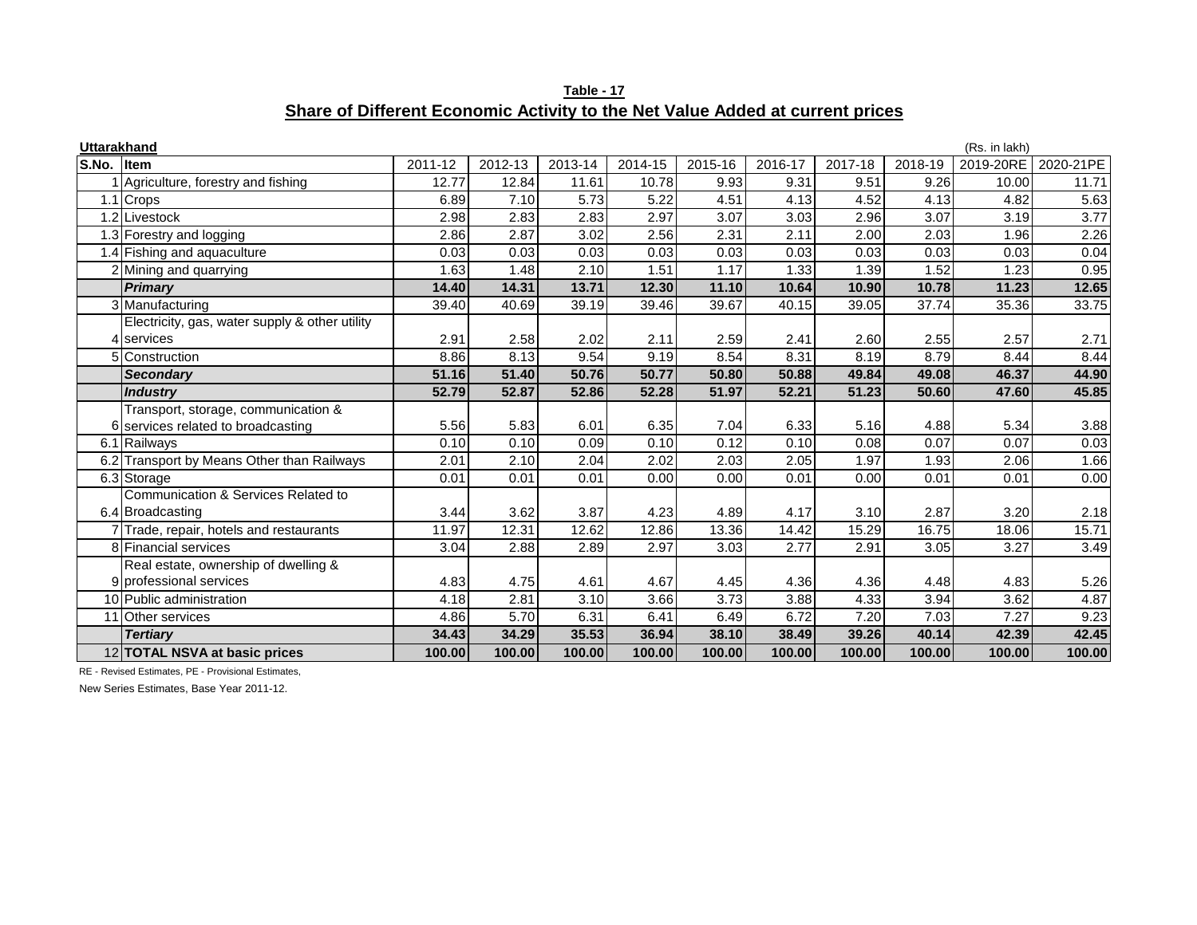**Table - 17**

## Share of Different Economic Activity to the Net Value Added at current prices

**Uttarakhand** (Rs. in lakh)

| S.No. | Item | 2011-12 | 2012-13 | 2013-14 | 2014-15 | 2015-16 | 2016-17 | 2017-18 | 2018-19 | 2019-20RE | 2020-21PE |
|---|---|---|---|---|---|---|---|---|---|---|---|
| 1 | Agriculture, forestry and fishing | 12.77 | 12.84 | 11.61 | 10.78 | 9.93 | 9.31 | 9.51 | 9.26 | 10.00 | 11.71 |
| 1.1 | Crops | 6.89 | 7.10 | 5.73 | 5.22 | 4.51 | 4.13 | 4.52 | 4.13 | 4.82 | 5.63 |
| 1.2 | Livestock | 2.98 | 2.83 | 2.83 | 2.97 | 3.07 | 3.03 | 2.96 | 3.07 | 3.19 | 3.77 |
| 1.3 | Forestry and logging | 2.86 | 2.87 | 3.02 | 2.56 | 2.31 | 2.11 | 2.00 | 2.03 | 1.96 | 2.26 |
| 1.4 | Fishing and aquaculture | 0.03 | 0.03 | 0.03 | 0.03 | 0.03 | 0.03 | 0.03 | 0.03 | 0.03 | 0.04 |
| 2 | Mining and quarrying | 1.63 | 1.48 | 2.10 | 1.51 | 1.17 | 1.33 | 1.39 | 1.52 | 1.23 | 0.95 |
| | ***Primary*** | **14.40** | **14.31** | **13.71** | **12.30** | **11.10** | **10.64** | **10.90** | **10.78** | **11.23** | **12.65** |
| 3 | Manufacturing | 39.40 | 40.69 | 39.19 | 39.46 | 39.67 | 40.15 | 39.05 | 37.74 | 35.36 | 33.75 |
| 4 | Electricity, gas, water supply & other utility services | 2.91 | 2.58 | 2.02 | 2.11 | 2.59 | 2.41 | 2.60 | 2.55 | 2.57 | 2.71 |
| 5 | Construction | 8.86 | 8.13 | 9.54 | 9.19 | 8.54 | 8.31 | 8.19 | 8.79 | 8.44 | 8.44 |
| | ***Secondary*** | **51.16** | **51.40** | **50.76** | **50.77** | **50.80** | **50.88** | **49.84** | **49.08** | **46.37** | **44.90** |
| | ***Industry*** | **52.79** | **52.87** | **52.86** | **52.28** | **51.97** | **52.21** | **51.23** | **50.60** | **47.60** | **45.85** |
| 6 | Transport, storage, communication & services related to broadcasting | 5.56 | 5.83 | 6.01 | 6.35 | 7.04 | 6.33 | 5.16 | 4.88 | 5.34 | 3.88 |
| 6.1 | Railways | 0.10 | 0.10 | 0.09 | 0.10 | 0.12 | 0.10 | 0.08 | 0.07 | 0.07 | 0.03 |
| 6.2 | Transport by Means Other than Railways | 2.01 | 2.10 | 2.04 | 2.02 | 2.03 | 2.05 | 1.97 | 1.93 | 2.06 | 1.66 |
| 6.3 | Storage | 0.01 | 0.01 | 0.01 | 0.00 | 0.00 | 0.01 | 0.00 | 0.01 | 0.01 | 0.00 |
| 6.4 | Communication & Services Related to Broadcasting | 3.44 | 3.62 | 3.87 | 4.23 | 4.89 | 4.17 | 3.10 | 2.87 | 3.20 | 2.18 |
| 7 | Trade, repair, hotels and restaurants | 11.97 | 12.31 | 12.62 | 12.86 | 13.36 | 14.42 | 15.29 | 16.75 | 18.06 | 15.71 |
| 8 | Financial services | 3.04 | 2.88 | 2.89 | 2.97 | 3.03 | 2.77 | 2.91 | 3.05 | 3.27 | 3.49 |
| 9 | Real estate, ownership of dwelling & professional services | 4.83 | 4.75 | 4.61 | 4.67 | 4.45 | 4.36 | 4.36 | 4.48 | 4.83 | 5.26 |
| 10 | Public administration | 4.18 | 2.81 | 3.10 | 3.66 | 3.73 | 3.88 | 4.33 | 3.94 | 3.62 | 4.87 |
| 11 | Other services | 4.86 | 5.70 | 6.31 | 6.41 | 6.49 | 6.72 | 7.20 | 7.03 | 7.27 | 9.23 |
| | ***Tertiary*** | **34.43** | **34.29** | **35.53** | **36.94** | **38.10** | **38.49** | **39.26** | **40.14** | **42.39** | **42.45** |
| 12 | **TOTAL NSVA at basic prices** | **100.00** | **100.00** | **100.00** | **100.00** | **100.00** | **100.00** | **100.00** | **100.00** | **100.00** | **100.00** |

RE - Revised Estimates, PE - Provisional Estimates,

New Series Estimates, Base Year 2011-12.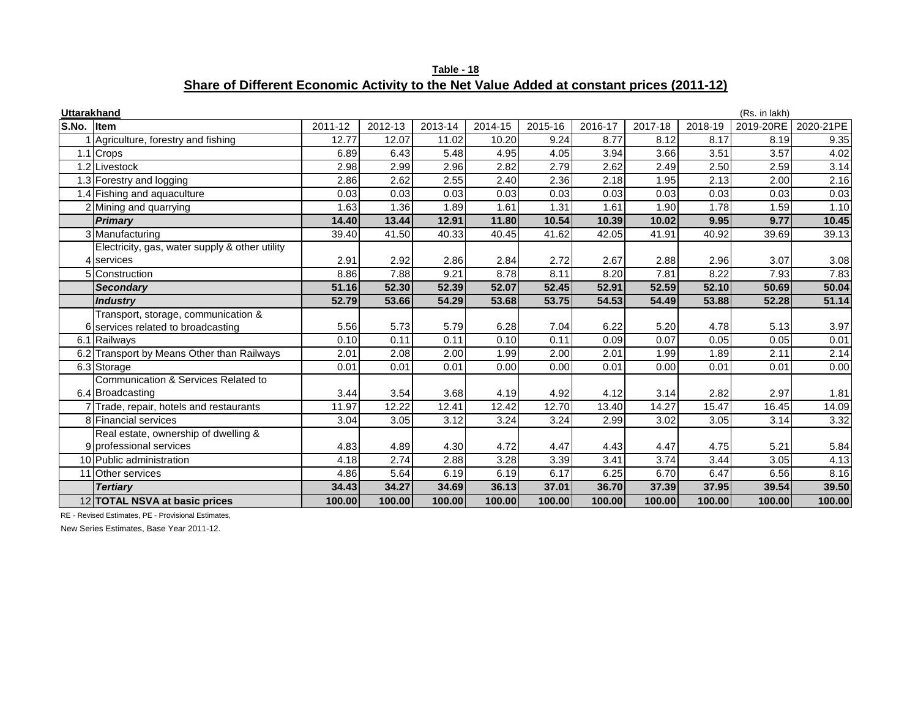**Table - 18**

**Share of Different Economic Activity to the Net Value Added at constant prices (2011-12)**

**Uttarakhand** (Rs. in lakh)

| S.No. | Item | 2011-12 | 2012-13 | 2013-14 | 2014-15 | 2015-16 | 2016-17 | 2017-18 | 2018-19 | 2019-20RE | 2020-21PE |
|---|---|---|---|---|---|---|---|---|---|---|---|
| 1 | Agriculture, forestry and fishing | 12.77 | 12.07 | 11.02 | 10.20 | 9.24 | 8.77 | 8.12 | 8.17 | 8.19 | 9.35 |
| 1.1 | Crops | 6.89 | 6.43 | 5.48 | 4.95 | 4.05 | 3.94 | 3.66 | 3.51 | 3.57 | 4.02 |
| 1.2 | Livestock | 2.98 | 2.99 | 2.96 | 2.82 | 2.79 | 2.62 | 2.49 | 2.50 | 2.59 | 3.14 |
| 1.3 | Forestry and logging | 2.86 | 2.62 | 2.55 | 2.40 | 2.36 | 2.18 | 1.95 | 2.13 | 2.00 | 2.16 |
| 1.4 | Fishing and aquaculture | 0.03 | 0.03 | 0.03 | 0.03 | 0.03 | 0.03 | 0.03 | 0.03 | 0.03 | 0.03 |
| 2 | Mining and quarrying | 1.63 | 1.36 | 1.89 | 1.61 | 1.31 | 1.61 | 1.90 | 1.78 | 1.59 | 1.10 |
| | ***Primary*** | **14.40** | **13.44** | **12.91** | **11.80** | **10.54** | **10.39** | **10.02** | **9.95** | **9.77** | **10.45** |
| 3 | Manufacturing | 39.40 | 41.50 | 40.33 | 40.45 | 41.62 | 42.05 | 41.91 | 40.92 | 39.69 | 39.13 |
| 4 | Electricity, gas, water supply & other utility services | 2.91 | 2.92 | 2.86 | 2.84 | 2.72 | 2.67 | 2.88 | 2.96 | 3.07 | 3.08 |
| 5 | Construction | 8.86 | 7.88 | 9.21 | 8.78 | 8.11 | 8.20 | 7.81 | 8.22 | 7.93 | 7.83 |
| | ***Secondary*** | **51.16** | **52.30** | **52.39** | **52.07** | **52.45** | **52.91** | **52.59** | **52.10** | **50.69** | **50.04** |
| | ***Industry*** | **52.79** | **53.66** | **54.29** | **53.68** | **53.75** | **54.53** | **54.49** | **53.88** | **52.28** | **51.14** |
| 6 | Transport, storage, communication & services related to broadcasting | 5.56 | 5.73 | 5.79 | 6.28 | 7.04 | 6.22 | 5.20 | 4.78 | 5.13 | 3.97 |
| 6.1 | Railways | 0.10 | 0.11 | 0.11 | 0.10 | 0.11 | 0.09 | 0.07 | 0.05 | 0.05 | 0.01 |
| 6.2 | Transport by Means Other than Railways | 2.01 | 2.08 | 2.00 | 1.99 | 2.00 | 2.01 | 1.99 | 1.89 | 2.11 | 2.14 |
| 6.3 | Storage | 0.01 | 0.01 | 0.01 | 0.00 | 0.00 | 0.01 | 0.00 | 0.01 | 0.01 | 0.00 |
| 6.4 | Communication & Services Related to Broadcasting | 3.44 | 3.54 | 3.68 | 4.19 | 4.92 | 4.12 | 3.14 | 2.82 | 2.97 | 1.81 |
| 7 | Trade, repair, hotels and restaurants | 11.97 | 12.22 | 12.41 | 12.42 | 12.70 | 13.40 | 14.27 | 15.47 | 16.45 | 14.09 |
| 8 | Financial services | 3.04 | 3.05 | 3.12 | 3.24 | 3.24 | 2.99 | 3.02 | 3.05 | 3.14 | 3.32 |
| 9 | Real estate, ownership of dwelling & professional services | 4.83 | 4.89 | 4.30 | 4.72 | 4.47 | 4.43 | 4.47 | 4.75 | 5.21 | 5.84 |
| 10 | Public administration | 4.18 | 2.74 | 2.88 | 3.28 | 3.39 | 3.41 | 3.74 | 3.44 | 3.05 | 4.13 |
| 11 | Other services | 4.86 | 5.64 | 6.19 | 6.19 | 6.17 | 6.25 | 6.70 | 6.47 | 6.56 | 8.16 |
| | ***Tertiary*** | **34.43** | **34.27** | **34.69** | **36.13** | **37.01** | **36.70** | **37.39** | **37.95** | **39.54** | **39.50** |
| 12 | **TOTAL NSVA at basic prices** | **100.00** | **100.00** | **100.00** | **100.00** | **100.00** | **100.00** | **100.00** | **100.00** | **100.00** | **100.00** |

RE - Revised Estimates, PE - Provisional Estimates,

New Series Estimates, Base Year 2011-12.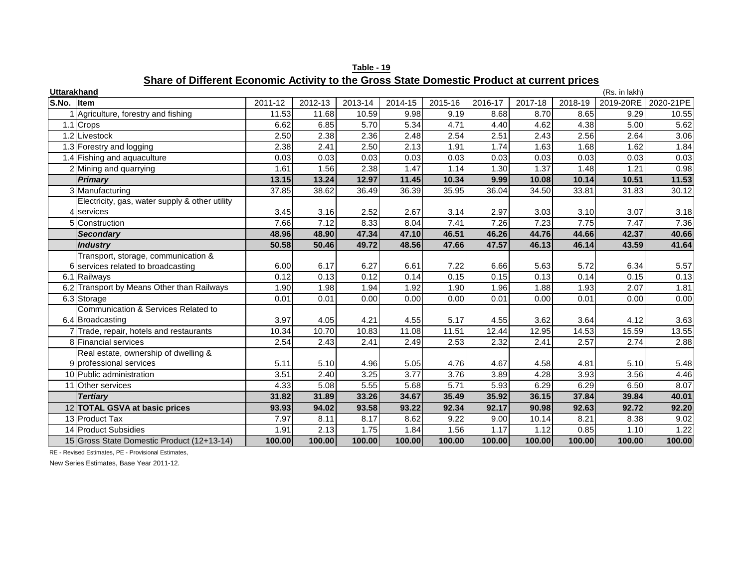**Table - 19**

## Share of Different Economic Activity to the Gross State Domestic Product at current prices

**Uttarakhand** (Rs. in lakh)

| S.No. | Item | 2011-12 | 2012-13 | 2013-14 | 2014-15 | 2015-16 | 2016-17 | 2017-18 | 2018-19 | 2019-20RE | 2020-21PE |
|---|---|---|---|---|---|---|---|---|---|---|---|
| 1 | Agriculture, forestry and fishing | 11.53 | 11.68 | 10.59 | 9.98 | 9.19 | 8.68 | 8.70 | 8.65 | 9.29 | 10.55 |
| 1.1 | Crops | 6.62 | 6.85 | 5.70 | 5.34 | 4.71 | 4.40 | 4.62 | 4.38 | 5.00 | 5.62 |
| 1.2 | Livestock | 2.50 | 2.38 | 2.36 | 2.48 | 2.54 | 2.51 | 2.43 | 2.56 | 2.64 | 3.06 |
| 1.3 | Forestry and logging | 2.38 | 2.41 | 2.50 | 2.13 | 1.91 | 1.74 | 1.63 | 1.68 | 1.62 | 1.84 |
| 1.4 | Fishing and aquaculture | 0.03 | 0.03 | 0.03 | 0.03 | 0.03 | 0.03 | 0.03 | 0.03 | 0.03 | 0.03 |
| 2 | Mining and quarrying | 1.61 | 1.56 | 2.38 | 1.47 | 1.14 | 1.30 | 1.37 | 1.48 | 1.21 | 0.98 |
| | ***Primary*** | **13.15** | **13.24** | **12.97** | **11.45** | **10.34** | **9.99** | **10.08** | **10.14** | **10.51** | **11.53** |
| 3 | Manufacturing | 37.85 | 38.62 | 36.49 | 36.39 | 35.95 | 36.04 | 34.50 | 33.81 | 31.83 | 30.12 |
| 4 | Electricity, gas, water supply & other utility services | 3.45 | 3.16 | 2.52 | 2.67 | 3.14 | 2.97 | 3.03 | 3.10 | 3.07 | 3.18 |
| 5 | Construction | 7.66 | 7.12 | 8.33 | 8.04 | 7.41 | 7.26 | 7.23 | 7.75 | 7.47 | 7.36 |
| | ***Secondary*** | **48.96** | **48.90** | **47.34** | **47.10** | **46.51** | **46.26** | **44.76** | **44.66** | **42.37** | **40.66** |
| | ***Industry*** | **50.58** | **50.46** | **49.72** | **48.56** | **47.66** | **47.57** | **46.13** | **46.14** | **43.59** | **41.64** |
| 6 | Transport, storage, communication & services related to broadcasting | 6.00 | 6.17 | 6.27 | 6.61 | 7.22 | 6.66 | 5.63 | 5.72 | 6.34 | 5.57 |
| 6.1 | Railways | 0.12 | 0.13 | 0.12 | 0.14 | 0.15 | 0.15 | 0.13 | 0.14 | 0.15 | 0.13 |
| 6.2 | Transport by Means Other than Railways | 1.90 | 1.98 | 1.94 | 1.92 | 1.90 | 1.96 | 1.88 | 1.93 | 2.07 | 1.81 |
| 6.3 | Storage | 0.01 | 0.01 | 0.00 | 0.00 | 0.00 | 0.01 | 0.00 | 0.01 | 0.00 | 0.00 |
| 6.4 | Communication & Services Related to Broadcasting | 3.97 | 4.05 | 4.21 | 4.55 | 5.17 | 4.55 | 3.62 | 3.64 | 4.12 | 3.63 |
| 7 | Trade, repair, hotels and restaurants | 10.34 | 10.70 | 10.83 | 11.08 | 11.51 | 12.44 | 12.95 | 14.53 | 15.59 | 13.55 |
| 8 | Financial services | 2.54 | 2.43 | 2.41 | 2.49 | 2.53 | 2.32 | 2.41 | 2.57 | 2.74 | 2.88 |
| 9 | Real estate, ownership of dwelling & professional services | 5.11 | 5.10 | 4.96 | 5.05 | 4.76 | 4.67 | 4.58 | 4.81 | 5.10 | 5.48 |
| 10 | Public administration | 3.51 | 2.40 | 3.25 | 3.77 | 3.76 | 3.89 | 4.28 | 3.93 | 3.56 | 4.46 |
| 11 | Other services | 4.33 | 5.08 | 5.55 | 5.68 | 5.71 | 5.93 | 6.29 | 6.29 | 6.50 | 8.07 |
| | ***Tertiary*** | **31.82** | **31.89** | **33.26** | **34.67** | **35.49** | **35.92** | **36.15** | **37.84** | **39.84** | **40.01** |
| 12 | **TOTAL GSVA at basic prices** | **93.93** | **94.02** | **93.58** | **93.22** | **92.34** | **92.17** | **90.98** | **92.63** | **92.72** | **92.20** |
| 13 | Product Tax | 7.97 | 8.11 | 8.17 | 8.62 | 9.22 | 9.00 | 10.14 | 8.21 | 8.38 | 9.02 |
| 14 | Product Subsidies | 1.91 | 2.13 | 1.75 | 1.84 | 1.56 | 1.17 | 1.12 | 0.85 | 1.10 | 1.22 |
| 15 | Gross State Domestic Product (12+13-14) | **100.00** | **100.00** | **100.00** | **100.00** | **100.00** | **100.00** | **100.00** | **100.00** | **100.00** | **100.00** |

RE - Revised Estimates, PE - Provisional Estimates,

New Series Estimates, Base Year 2011-12.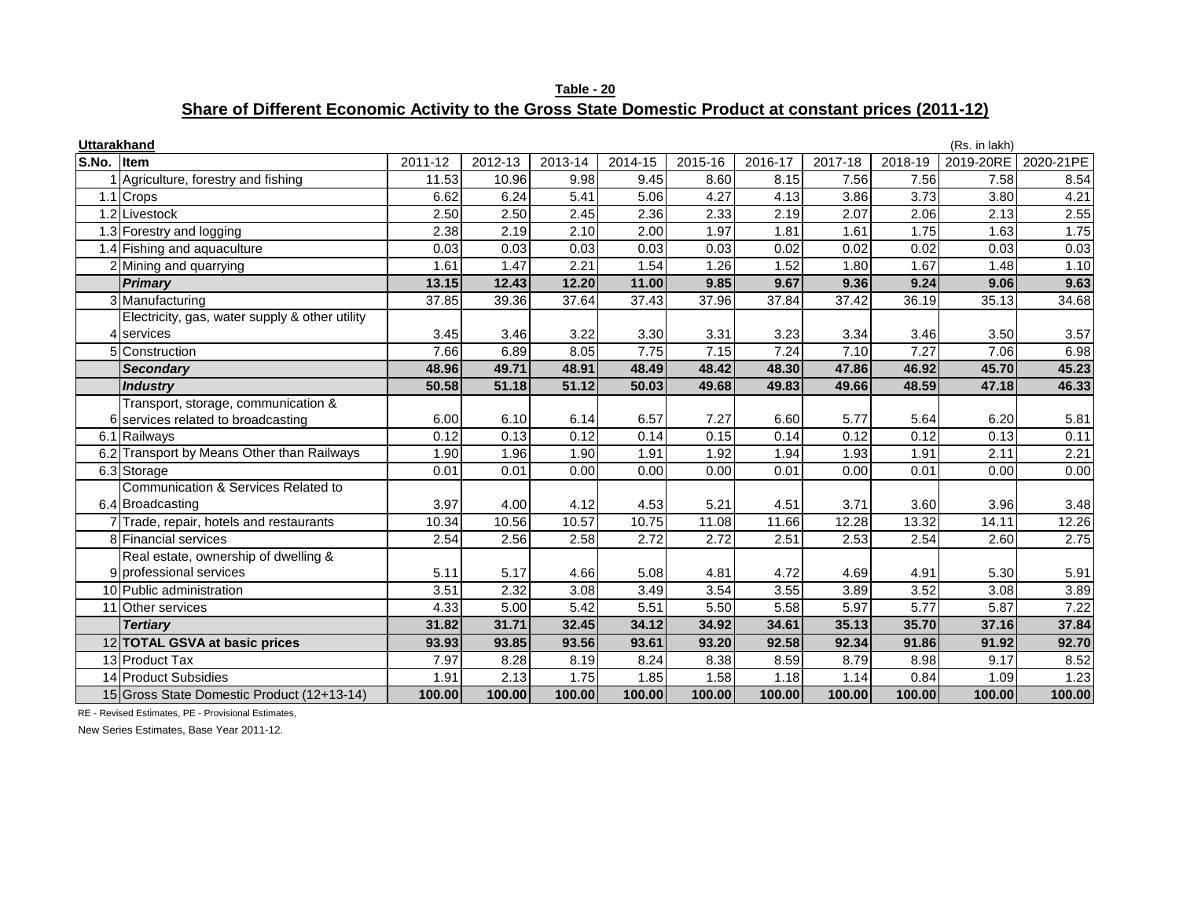**Table - 20**

**Share of Different Economic Activity to the Gross State Domestic Product at constant prices (2011-12)**

**Uttarakhand** (Rs. in lakh)

| S.No. | Item | 2011-12 | 2012-13 | 2013-14 | 2014-15 | 2015-16 | 2016-17 | 2017-18 | 2018-19 | 2019-20RE | 2020-21PE |
|---|---|---|---|---|---|---|---|---|---|---|---|
| 1 | Agriculture, forestry and fishing | 11.53 | 10.96 | 9.98 | 9.45 | 8.60 | 8.15 | 7.56 | 7.56 | 7.58 | 8.54 |
| 1.1 | Crops | 6.62 | 6.24 | 5.41 | 5.06 | 4.27 | 4.13 | 3.86 | 3.73 | 3.80 | 4.21 |
| 1.2 | Livestock | 2.50 | 2.50 | 2.45 | 2.36 | 2.33 | 2.19 | 2.07 | 2.06 | 2.13 | 2.55 |
| 1.3 | Forestry and logging | 2.38 | 2.19 | 2.10 | 2.00 | 1.97 | 1.81 | 1.61 | 1.75 | 1.63 | 1.75 |
| 1.4 | Fishing and aquaculture | 0.03 | 0.03 | 0.03 | 0.03 | 0.03 | 0.02 | 0.02 | 0.02 | 0.03 | 0.03 |
| 2 | Mining and quarrying | 1.61 | 1.47 | 2.21 | 1.54 | 1.26 | 1.52 | 1.80 | 1.67 | 1.48 | 1.10 |
| | ***Primary*** | **13.15** | **12.43** | **12.20** | **11.00** | **9.85** | **9.67** | **9.36** | **9.24** | **9.06** | **9.63** |
| 3 | Manufacturing | 37.85 | 39.36 | 37.64 | 37.43 | 37.96 | 37.84 | 37.42 | 36.19 | 35.13 | 34.68 |
| 4 | Electricity, gas, water supply & other utility services | 3.45 | 3.46 | 3.22 | 3.30 | 3.31 | 3.23 | 3.34 | 3.46 | 3.50 | 3.57 |
| 5 | Construction | 7.66 | 6.89 | 8.05 | 7.75 | 7.15 | 7.24 | 7.10 | 7.27 | 7.06 | 6.98 |
| | ***Secondary*** | **48.96** | **49.71** | **48.91** | **48.49** | **48.42** | **48.30** | **47.86** | **46.92** | **45.70** | **45.23** |
| | ***Industry*** | **50.58** | **51.18** | **51.12** | **50.03** | **49.68** | **49.83** | **49.66** | **48.59** | **47.18** | **46.33** |
| 6 | Transport, storage, communication & services related to broadcasting | 6.00 | 6.10 | 6.14 | 6.57 | 7.27 | 6.60 | 5.77 | 5.64 | 6.20 | 5.81 |
| 6.1 | Railways | 0.12 | 0.13 | 0.12 | 0.14 | 0.15 | 0.14 | 0.12 | 0.12 | 0.13 | 0.11 |
| 6.2 | Transport by Means Other than Railways | 1.90 | 1.96 | 1.90 | 1.91 | 1.92 | 1.94 | 1.93 | 1.91 | 2.11 | 2.21 |
| 6.3 | Storage | 0.01 | 0.01 | 0.00 | 0.00 | 0.00 | 0.01 | 0.00 | 0.01 | 0.00 | 0.00 |
| 6.4 | Communication & Services Related to Broadcasting | 3.97 | 4.00 | 4.12 | 4.53 | 5.21 | 4.51 | 3.71 | 3.60 | 3.96 | 3.48 |
| 7 | Trade, repair, hotels and restaurants | 10.34 | 10.56 | 10.57 | 10.75 | 11.08 | 11.66 | 12.28 | 13.32 | 14.11 | 12.26 |
| 8 | Financial services | 2.54 | 2.56 | 2.58 | 2.72 | 2.72 | 2.51 | 2.53 | 2.54 | 2.60 | 2.75 |
| 9 | Real estate, ownership of dwelling & professional services | 5.11 | 5.17 | 4.66 | 5.08 | 4.81 | 4.72 | 4.69 | 4.91 | 5.30 | 5.91 |
| 10 | Public administration | 3.51 | 2.32 | 3.08 | 3.49 | 3.54 | 3.55 | 3.89 | 3.52 | 3.08 | 3.89 |
| 11 | Other services | 4.33 | 5.00 | 5.42 | 5.51 | 5.50 | 5.58 | 5.97 | 5.77 | 5.87 | 7.22 |
| | ***Tertiary*** | **31.82** | **31.71** | **32.45** | **34.12** | **34.92** | **34.61** | **35.13** | **35.70** | **37.16** | **37.84** |
| 12 | **TOTAL GSVA at basic prices** | **93.93** | **93.85** | **93.56** | **93.61** | **93.20** | **92.58** | **92.34** | **91.86** | **91.92** | **92.70** |
| 13 | Product Tax | 7.97 | 8.28 | 8.19 | 8.24 | 8.38 | 8.59 | 8.79 | 8.98 | 9.17 | 8.52 |
| 14 | Product Subsidies | 1.91 | 2.13 | 1.75 | 1.85 | 1.58 | 1.18 | 1.14 | 0.84 | 1.09 | 1.23 |
| 15 | Gross State Domestic Product (12+13-14) | **100.00** | **100.00** | **100.00** | **100.00** | **100.00** | **100.00** | **100.00** | **100.00** | **100.00** | **100.00** |

RE - Revised Estimates, PE - Provisional Estimates,

New Series Estimates, Base Year 2011-12.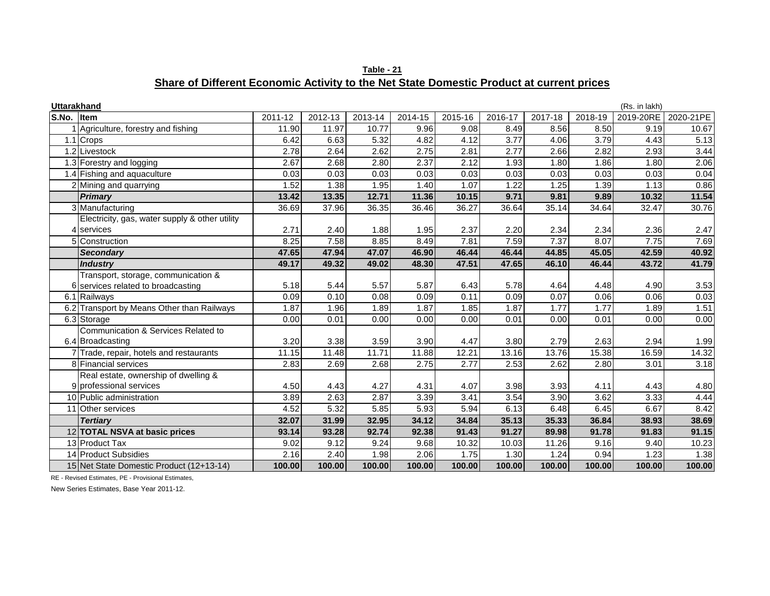**Table - 21**

## Share of Different Economic Activity to the Net State Domestic Product at current prices

**Uttarakhand** (Rs. in lakh)

| S.No. | Item | 2011-12 | 2012-13 | 2013-14 | 2014-15 | 2015-16 | 2016-17 | 2017-18 | 2018-19 | 2019-20RE | 2020-21PE |
|---|---|---|---|---|---|---|---|---|---|---|---|
| 1 | Agriculture, forestry and fishing | 11.90 | 11.97 | 10.77 | 9.96 | 9.08 | 8.49 | 8.56 | 8.50 | 9.19 | 10.67 |
| 1.1 | Crops | 6.42 | 6.63 | 5.32 | 4.82 | 4.12 | 3.77 | 4.06 | 3.79 | 4.43 | 5.13 |
| 1.2 | Livestock | 2.78 | 2.64 | 2.62 | 2.75 | 2.81 | 2.77 | 2.66 | 2.82 | 2.93 | 3.44 |
| 1.3 | Forestry and logging | 2.67 | 2.68 | 2.80 | 2.37 | 2.12 | 1.93 | 1.80 | 1.86 | 1.80 | 2.06 |
| 1.4 | Fishing and aquaculture | 0.03 | 0.03 | 0.03 | 0.03 | 0.03 | 0.03 | 0.03 | 0.03 | 0.03 | 0.04 |
| 2 | Mining and quarrying | 1.52 | 1.38 | 1.95 | 1.40 | 1.07 | 1.22 | 1.25 | 1.39 | 1.13 | 0.86 |
| | ***Primary*** | **13.42** | **13.35** | **12.71** | **11.36** | **10.15** | **9.71** | **9.81** | **9.89** | **10.32** | **11.54** |
| 3 | Manufacturing | 36.69 | 37.96 | 36.35 | 36.46 | 36.27 | 36.64 | 35.14 | 34.64 | 32.47 | 30.76 |
| 4 | Electricity, gas, water supply & other utility services | 2.71 | 2.40 | 1.88 | 1.95 | 2.37 | 2.20 | 2.34 | 2.34 | 2.36 | 2.47 |
| 5 | Construction | 8.25 | 7.58 | 8.85 | 8.49 | 7.81 | 7.59 | 7.37 | 8.07 | 7.75 | 7.69 |
| | ***Secondary*** | **47.65** | **47.94** | **47.07** | **46.90** | **46.44** | **46.44** | **44.85** | **45.05** | **42.59** | **40.92** |
| | ***Industry*** | **49.17** | **49.32** | **49.02** | **48.30** | **47.51** | **47.65** | **46.10** | **46.44** | **43.72** | **41.79** |
| 6 | Transport, storage, communication & services related to broadcasting | 5.18 | 5.44 | 5.57 | 5.87 | 6.43 | 5.78 | 4.64 | 4.48 | 4.90 | 3.53 |
| 6.1 | Railways | 0.09 | 0.10 | 0.08 | 0.09 | 0.11 | 0.09 | 0.07 | 0.06 | 0.06 | 0.03 |
| 6.2 | Transport by Means Other than Railways | 1.87 | 1.96 | 1.89 | 1.87 | 1.85 | 1.87 | 1.77 | 1.77 | 1.89 | 1.51 |
| 6.3 | Storage | 0.00 | 0.01 | 0.00 | 0.00 | 0.00 | 0.01 | 0.00 | 0.01 | 0.00 | 0.00 |
| 6.4 | Communication & Services Related to Broadcasting | 3.20 | 3.38 | 3.59 | 3.90 | 4.47 | 3.80 | 2.79 | 2.63 | 2.94 | 1.99 |
| 7 | Trade, repair, hotels and restaurants | 11.15 | 11.48 | 11.71 | 11.88 | 12.21 | 13.16 | 13.76 | 15.38 | 16.59 | 14.32 |
| 8 | Financial services | 2.83 | 2.69 | 2.68 | 2.75 | 2.77 | 2.53 | 2.62 | 2.80 | 3.01 | 3.18 |
| 9 | Real estate, ownership of dwelling & professional services | 4.50 | 4.43 | 4.27 | 4.31 | 4.07 | 3.98 | 3.93 | 4.11 | 4.43 | 4.80 |
| 10 | Public administration | 3.89 | 2.63 | 2.87 | 3.39 | 3.41 | 3.54 | 3.90 | 3.62 | 3.33 | 4.44 |
| 11 | Other services | 4.52 | 5.32 | 5.85 | 5.93 | 5.94 | 6.13 | 6.48 | 6.45 | 6.67 | 8.42 |
| | ***Tertiary*** | **32.07** | **31.99** | **32.95** | **34.12** | **34.84** | **35.13** | **35.33** | **36.84** | **38.93** | **38.69** |
| 12 | **TOTAL NSVA at basic prices** | **93.14** | **93.28** | **92.74** | **92.38** | **91.43** | **91.27** | **89.98** | **91.78** | **91.83** | **91.15** |
| 13 | Product Tax | 9.02 | 9.12 | 9.24 | 9.68 | 10.32 | 10.03 | 11.26 | 9.16 | 9.40 | 10.23 |
| 14 | Product Subsidies | 2.16 | 2.40 | 1.98 | 2.06 | 1.75 | 1.30 | 1.24 | 0.94 | 1.23 | 1.38 |
| 15 | Net State Domestic Product (12+13-14) | **100.00** | **100.00** | **100.00** | **100.00** | **100.00** | **100.00** | **100.00** | **100.00** | **100.00** | **100.00** |

RE - Revised Estimates, PE - Provisional Estimates,

New Series Estimates, Base Year 2011-12.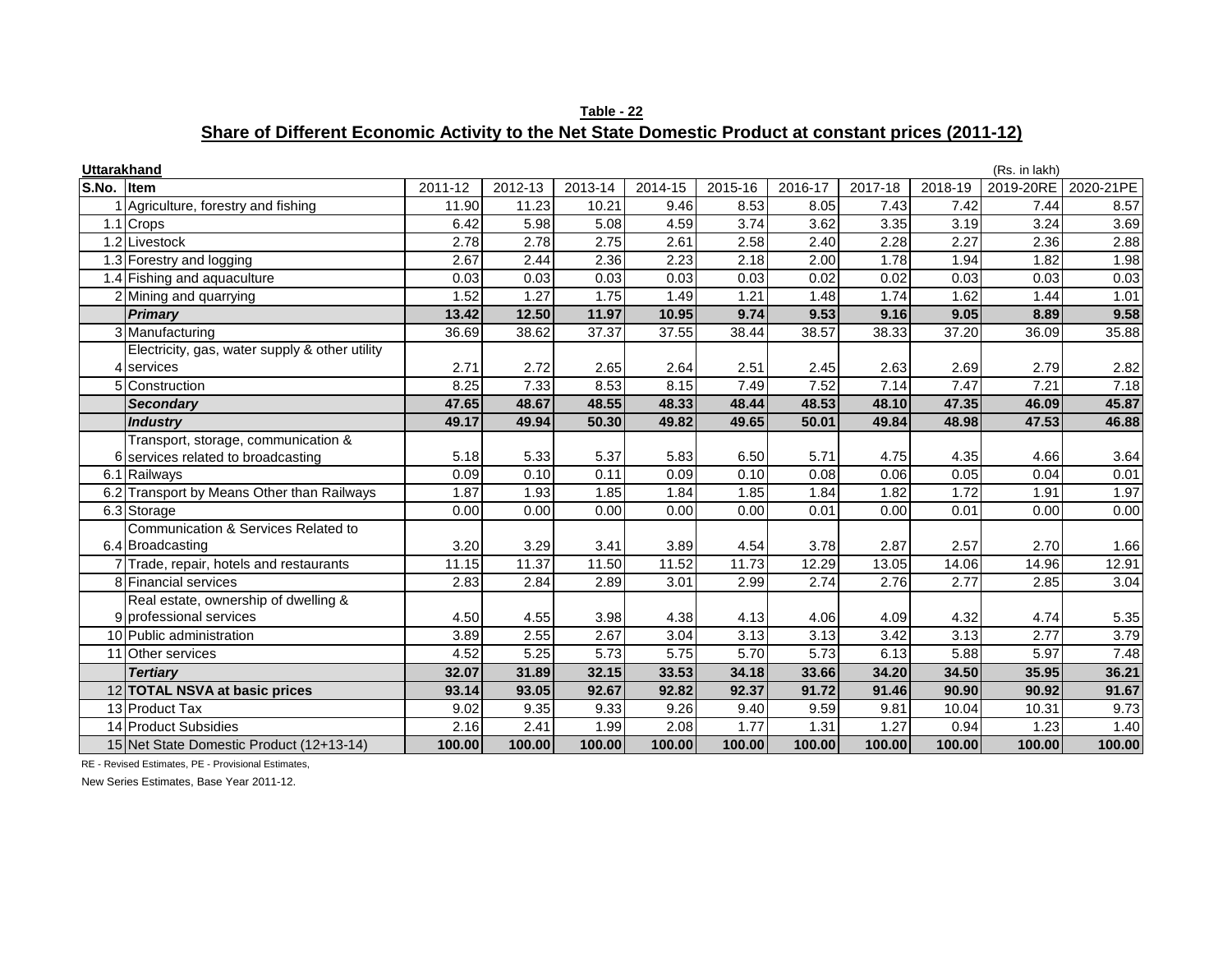**Table - 22**

## Share of Different Economic Activity to the Net State Domestic Product at constant prices (2011-12)

**Uttarakhand** (Rs. in lakh)

| S.No. | Item | 2011-12 | 2012-13 | 2013-14 | 2014-15 | 2015-16 | 2016-17 | 2017-18 | 2018-19 | 2019-20RE | 2020-21PE |
|---|---|---|---|---|---|---|---|---|---|---|---|
| 1 | Agriculture, forestry and fishing | 11.90 | 11.23 | 10.21 | 9.46 | 8.53 | 8.05 | 7.43 | 7.42 | 7.44 | 8.57 |
| 1.1 | Crops | 6.42 | 5.98 | 5.08 | 4.59 | 3.74 | 3.62 | 3.35 | 3.19 | 3.24 | 3.69 |
| 1.2 | Livestock | 2.78 | 2.78 | 2.75 | 2.61 | 2.58 | 2.40 | 2.28 | 2.27 | 2.36 | 2.88 |
| 1.3 | Forestry and logging | 2.67 | 2.44 | 2.36 | 2.23 | 2.18 | 2.00 | 1.78 | 1.94 | 1.82 | 1.98 |
| 1.4 | Fishing and aquaculture | 0.03 | 0.03 | 0.03 | 0.03 | 0.03 | 0.02 | 0.02 | 0.03 | 0.03 | 0.03 |
| 2 | Mining and quarrying | 1.52 | 1.27 | 1.75 | 1.49 | 1.21 | 1.48 | 1.74 | 1.62 | 1.44 | 1.01 |
| | ***Primary*** | **13.42** | **12.50** | **11.97** | **10.95** | **9.74** | **9.53** | **9.16** | **9.05** | **8.89** | **9.58** |
| 3 | Manufacturing | 36.69 | 38.62 | 37.37 | 37.55 | 38.44 | 38.57 | 38.33 | 37.20 | 36.09 | 35.88 |
| 4 | Electricity, gas, water supply & other utility services | 2.71 | 2.72 | 2.65 | 2.64 | 2.51 | 2.45 | 2.63 | 2.69 | 2.79 | 2.82 |
| 5 | Construction | 8.25 | 7.33 | 8.53 | 8.15 | 7.49 | 7.52 | 7.14 | 7.47 | 7.21 | 7.18 |
| | ***Secondary*** | **47.65** | **48.67** | **48.55** | **48.33** | **48.44** | **48.53** | **48.10** | **47.35** | **46.09** | **45.87** |
| | ***Industry*** | **49.17** | **49.94** | **50.30** | **49.82** | **49.65** | **50.01** | **49.84** | **48.98** | **47.53** | **46.88** |
| 6 | Transport, storage, communication & services related to broadcasting | 5.18 | 5.33 | 5.37 | 5.83 | 6.50 | 5.71 | 4.75 | 4.35 | 4.66 | 3.64 |
| 6.1 | Railways | 0.09 | 0.10 | 0.11 | 0.09 | 0.10 | 0.08 | 0.06 | 0.05 | 0.04 | 0.01 |
| 6.2 | Transport by Means Other than Railways | 1.87 | 1.93 | 1.85 | 1.84 | 1.85 | 1.84 | 1.82 | 1.72 | 1.91 | 1.97 |
| 6.3 | Storage | 0.00 | 0.00 | 0.00 | 0.00 | 0.00 | 0.01 | 0.00 | 0.01 | 0.00 | 0.00 |
| 6.4 | Communication & Services Related to Broadcasting | 3.20 | 3.29 | 3.41 | 3.89 | 4.54 | 3.78 | 2.87 | 2.57 | 2.70 | 1.66 |
| 7 | Trade, repair, hotels and restaurants | 11.15 | 11.37 | 11.50 | 11.52 | 11.73 | 12.29 | 13.05 | 14.06 | 14.96 | 12.91 |
| 8 | Financial services | 2.83 | 2.84 | 2.89 | 3.01 | 2.99 | 2.74 | 2.76 | 2.77 | 2.85 | 3.04 |
| 9 | Real estate, ownership of dwelling & professional services | 4.50 | 4.55 | 3.98 | 4.38 | 4.13 | 4.06 | 4.09 | 4.32 | 4.74 | 5.35 |
| 10 | Public administration | 3.89 | 2.55 | 2.67 | 3.04 | 3.13 | 3.13 | 3.42 | 3.13 | 2.77 | 3.79 |
| 11 | Other services | 4.52 | 5.25 | 5.73 | 5.75 | 5.70 | 5.73 | 6.13 | 5.88 | 5.97 | 7.48 |
| | ***Tertiary*** | **32.07** | **31.89** | **32.15** | **33.53** | **34.18** | **33.66** | **34.20** | **34.50** | **35.95** | **36.21** |
| 12 | **TOTAL NSVA at basic prices** | **93.14** | **93.05** | **92.67** | **92.82** | **92.37** | **91.72** | **91.46** | **90.90** | **90.92** | **91.67** |
| 13 | Product Tax | 9.02 | 9.35 | 9.33 | 9.26 | 9.40 | 9.59 | 9.81 | 10.04 | 10.31 | 9.73 |
| 14 | Product Subsidies | 2.16 | 2.41 | 1.99 | 2.08 | 1.77 | 1.31 | 1.27 | 0.94 | 1.23 | 1.40 |
| 15 | Net State Domestic Product (12+13-14) | **100.00** | **100.00** | **100.00** | **100.00** | **100.00** | **100.00** | **100.00** | **100.00** | **100.00** | **100.00** |

RE - Revised Estimates, PE - Provisional Estimates,

New Series Estimates, Base Year 2011-12.